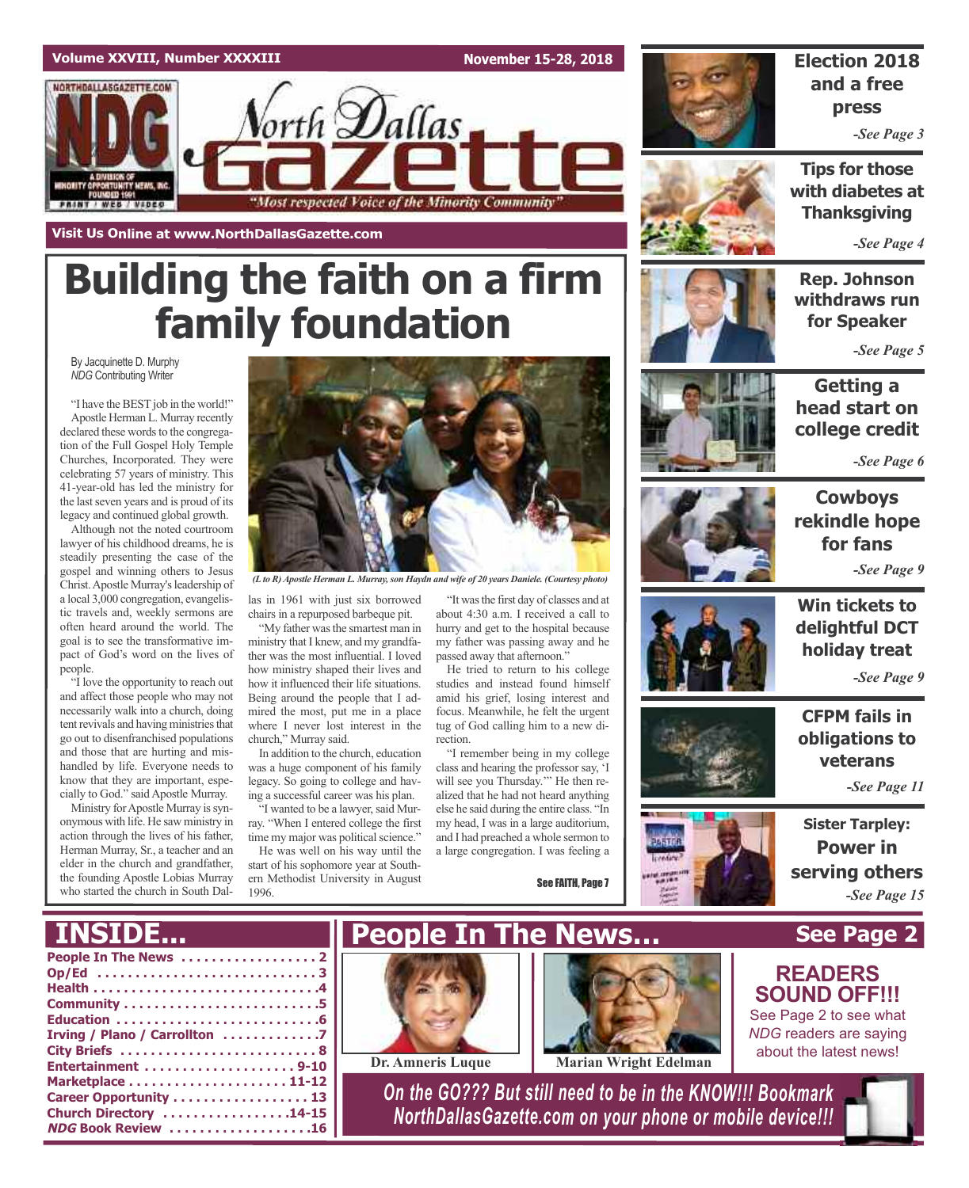Volume XXVIII, Number XXXXIII — November 15-28, 2018

# North Dallas Gazette

"Most respected Voice of the Minority Community"

Visit Us Online at www.NorthDallasGazette.com

# Building the faith on a firm family foundation

By Jacquinette D. Murphy
*NDG* Contributing Writer

"I have the BEST job in the world!" Apostle Herman L. Murray recently declared these words to the congregation of the Full Gospel Holy Temple Churches, Incorporated. They were celebrating 57 years of ministry. This 41-year-old has led the ministry for the last seven years and is proud of its legacy and continued global growth.

Although not the noted courtroom lawyer of his childhood dreams, he is steadily presenting the case of the gospel and winning others to Jesus Christ. Apostle Murray's leadership of a local 3,000 congregation, evangelistic travels and, weekly sermons are often heard around the world. The goal is to see the transformative impact of God's word on the lives of people.

"I love the opportunity to reach out and affect those people who may not necessarily walk into a church, doing tent revivals and having ministries that go out to disenfranchised populations and those that are hurting and mishandled by life. Everyone needs to know that they are important, especially to God." said Apostle Murray.

Ministry for Apostle Murray is synonymous with life. He saw ministry in action through the lives of his father, Herman Murray, Sr., a teacher and an elder in the church and grandfather, the founding Apostle Lobias Murray who started the church in South Dallas in 1961 with just six borrowed chairs in a repurposed barbeque pit.

*(L to R) Apostle Herman L. Murray, son Haydn and wife of 20 years Daniele. (Courtesy photo)*

"My father was the smartest man in ministry that I knew, and my grandfather was the most influential. I loved how ministry shaped their lives and how it influenced their life situations. Being around the people that I admired the most, put me in a place where I never lost interest in the church," Murray said.

In addition to the church, education was a huge component of his family legacy. So going to college and having a successful career was his plan.

"I wanted to be a lawyer, said Murray. "When I entered college the first time my major was political science."

He was well on his way until the start of his sophomore year at Southern Methodist University in August 1996.

"It was the first day of classes and at about 4:30 a.m. I received a call to hurry and get to the hospital because my father was passing away and he passed away that afternoon."

He tried to return to his college studies and instead found himself amid his grief, losing interest and focus. Meanwhile, he felt the urgent tug of God calling him to a new direction.

"I remember being in my college class and hearing the professor say, 'I will see you Thursday.'" He then realized that he had not heard anything else he said during the entire class. "In my head, I was in a large auditorium, and I had preached a whole sermon to a large congregation. I was feeling a

See FAITH, Page 7

---

**Election 2018 and a free press** -See Page 3

**Tips for those with diabetes at Thanksgiving** -See Page 4

**Rep. Johnson withdraws run for Speaker** -See Page 5

**Getting a head start on college credit** -See Page 6

**Cowboys rekindle hope for fans** -See Page 9

**Win tickets to delightful DCT holiday treat** -See Page 9

**CFPM fails in obligations to veterans** -See Page 11

**Sister Tarpley: Power in serving others** -See Page 15

---

## INSIDE...

- People In The News .................. 2
- Op/Ed .................. 3
- Health .................. 4
- Community .................. 5
- Education .................. 6
- Irving / Plano / Carrollton .................. 7
- City Briefs .................. 8
- Entertainment .................. 9-10
- Marketplace .................. 11-12
- Career Opportunity .................. 13
- Church Directory .................. 14-15
- *NDG* Book Review .................. 16

## People In The News... See Page 2

Dr. Amneris Luque

Marian Wright Edelman

**READERS SOUND OFF!!!**
See Page 2 to see what *NDG* readers are saying about the latest news!

On the GO??? But still need to be in the KNOW!!! Bookmark NorthDallasGazette.com on your phone or mobile device!!!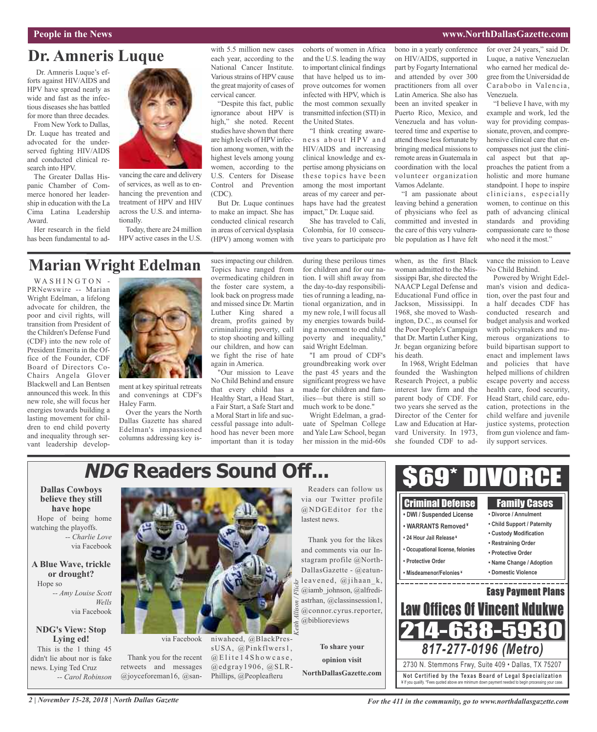## Dr. Amneris Luque

Dr. Amneris Luque's efforts against HIV/AIDS and HPV have spread nearly as wide and fast as the infectious diseases she has battled for more than three decades.

From New York to Dallas, Dr. Luque has treated and advocated for the underserved fighting HIV/AIDS and conducted clinical research into HPV.

The Greater Dallas Hispanic Chamber of Commerce honored her leadership in education with the La Cima Latina Leadership Award.

Her research in the field has been fundamental to advancing the care and delivery of services, as well as to enhancing the prevention and treatment of HPV and HIV across the U.S. and internationally.

Today, there are 24 million HPV active cases in the U.S. with 5.5 million new cases each year, according to the National Cancer Institute. Various strains of HPV cause the great majority of cases of cervical cancer.

"Despite this fact, public ignorance about HPV is high," she noted. Recent studies have shown that there are high levels of HPV infection among women, with the highest levels among young women, according to the U.S. Centers for Disease Control and Prevention (CDC).

But Dr. Luque continues to make an impact. She has conducted clinical research in areas of cervical dysplasia (HPV) among women with cohorts of women in Africa and the U.S. leading the way to important clinical findings that have helped us to improve outcomes for women infected with HPV, which is the most common sexually transmitted infection (STI) in the United States.

"I think creating awareness about HPV and HIV/AIDS and increasing clinical knowledge and expertise among physicians on these topics have been among the most important areas of my career and perhaps have had the greatest impact," Dr. Luque said.

She has traveled to Cali, Colombia, for 10 consecutive years to participate pro bono in a yearly conference on HIV/AIDS, supported in part by Fogarty International and attended by over 300 practitioners from all over Latin America. She also has been an invited speaker in Puerto Rico, Mexico, and Venezuela and has volunteered time and expertise to attend those less fortunate by bringing medical missions to remote areas in Guatemala in coordination with the local volunteer organization Vamos Adelante.

"I am passionate about leaving behind a generation of physicians who feel as committed and invested in the care of this very vulnerable population as I have felt for over 24 years," said Dr. Luque, a native Venezuelan who earned her medical degree from the Universidad de Carabobo in Valencia, Venezuela.

"I believe I have, with my example and work, led the way for providing compassionate, proven, and comprehensive clinical care that encompasses not just the clinical aspect but that approaches the patient from a holistic and more humane standpoint. I hope to inspire clinicians, especially women, to continue on this path of advancing clinical standards and providing compassionate care to those who need it the most."

## Marian Wright Edelman

WASHINGTON - PRNewswire -- Marian Wright Edelman, a lifelong advocate for children, the poor and civil rights, will transition from President of the Children's Defense Fund (CDF) into the new role of President Emerita in the Office of the Founder, CDF Board of Directors Co-Chairs Angela Glover Blackwell and Lan Bentsen announced this week. In this new role, she will focus her energies towards building a lasting movement for children to end child poverty and inequality through servant leadership development at key spiritual retreats and convenings at CDF's Haley Farm.

Over the years the North Dallas Gazette has shared Edelman's impassioned columns addressing key issues impacting our children. Topics have ranged from overmedicating children in the foster care system, a look back on progress made and missed since Dr. Martin Luther King shared a dream, profits gained by criminalizing poverty, call to stop shooting and killing our children, and how can we fight the rise of hate again in America.

"Our mission to Leave No Child Behind and ensure that every child has a Healthy Start, a Head Start, a Fair Start, a Safe Start and a Moral Start in life and successful passage into adulthood has never been more important than it is today during these perilous times for children and for our nation. I will shift away from the day-to-day responsibilities of running a leading, national organization, and in my new role, I will focus all my energies towards building a movement to end child poverty and inequality," said Wright Edelman.

"I am proud of CDF's groundbreaking work over the past 45 years and the significant progress we have made for children and families—but there is still so much work to be done."

Wright Edelman, a graduate of Spelman College and Yale Law School, began her mission in the mid-60s when, as the first Black woman admitted to the Mississippi Bar, she directed the NAACP Legal Defense and Educational Fund office in Jackson, Mississippi. In 1968, she moved to Washington, D.C., as counsel for the Poor People's Campaign that Dr. Martin Luther King, Jr. began organizing before his death.

In 1968, Wright Edelman founded the Washington Research Project, a public interest law firm and the parent body of CDF. For two years she served as the Director of the Center for Law and Education at Harvard University. In 1973, she founded CDF to advance the mission to Leave No Child Behind.

Powered by Wright Edelman's vision and dedication, over the past four and a half decades CDF has conducted research and budget analysis and worked with policymakers and numerous organizations to build bipartisan support to enact and implement laws and policies that have helped millions of children escape poverty and access health care, food security, Head Start, child care, education, protections in the child welfare and juvenile justice systems, protection from gun violence and family support services.

## *NDG* Readers Sound Off...

**Dallas Cowboys believe they still have hope**

Hope of being home watching the playoffs.

*-- Charlie Love*
via Facebook

**A Blue Wave, trickle or drought?**

Hope so

*-- Amy Louise Scott Wells*
via Facebook

**NDG's View: Stop Lying ed!**

This is the 1 thing 45 didn't lie about nor is fake news. Lying Ted Cruz

*-- Carol Robinson*
via Facebook

*Keith Allison / Flickr*

Thank you for the recent retweets and messages @joyceforeman16, @saniwaheed, @BlackPressUSA, @Pinkflwers1, @Elite14Showcase, @edgray1906, @SLR-Phillips, @Peopleafteru

Readers can follow us via our Twitter profile @NDGEditor for the lastest news.

Thank you for the likes and comments via our Instagram profile @NorthDallasGazette - @eatunleavened, @jihaan_k, @iamb_johnson, @alfrediastrhan, @classinsession1, @connor.cyrus.reporter, @biblioreviews

**To share your opinion visit NorthDallasGazette.com**

---

# $69* DIVORCE

**Criminal Defense**
- DWI / Suspended License
- WARRANTS Removed¥
- 24 Hour Jail Release¥
- Occupational license, felonies
- Protective Order
- Misdeamenor/Felonies¥

**Family Cases**
- Divorce / Annulment
- Child Support / Paternity
- Custody Modification
- Restraining Order
- Protective Order
- Name Change / Adoption
- Domestic Violence

**Easy Payment Plans**

**Law Offices Of Vincent Ndukwe**

**214-638-5930**

***817-277-0196 (Metro)***

2730 N. Stemmons Frwy, Suite 409 • Dallas, TX 75207

**Not Certified by the Texas Board of Legal Specialization**
¥ If you qualify. *Fees quoted above are minimum down payment needed to begin processing your case.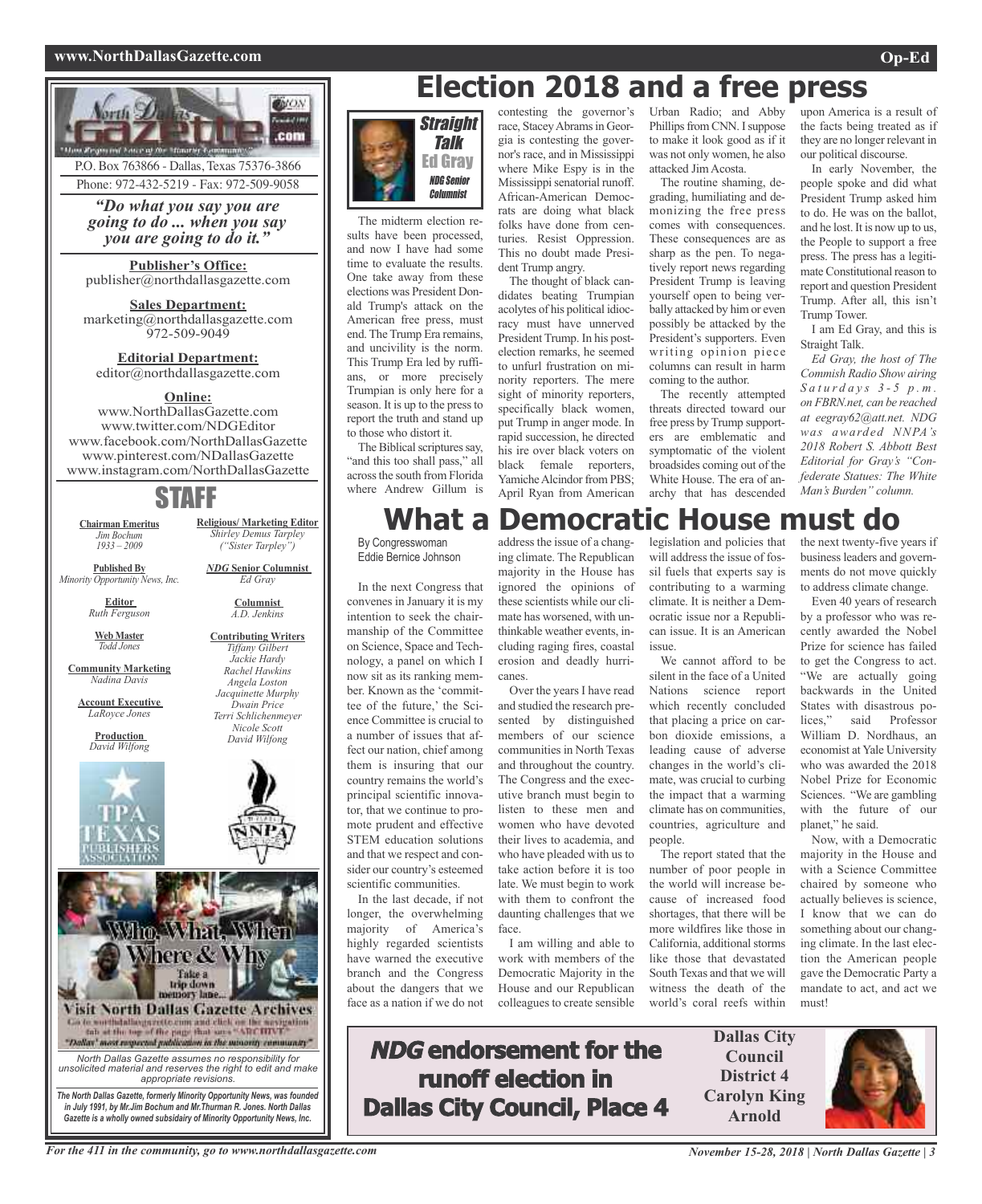P.O. Box 763866 - Dallas, Texas 75376-3866
Phone: 972-432-5219 - Fax: 972-509-9058

*"Do what you say you are going to do ... when you say you are going to do it."*

**Publisher's Office:**
publisher@northdallasgazette.com

**Sales Department:**
marketing@northdallasgazette.com
972-509-9049

**Editorial Department:**
editor@northdallasgazette.com

**Online:**
www.NorthDallasGazette.com
www.twitter.com/NDGEditor
www.facebook.com/NorthDallasGazette
www.pinterest.com/NDallasGazette
www.instagram.com/NorthDallasGazette

## STAFF

**Chairman Emeritus**
*Jim Bochum 1933 – 2009*

**Published By**
*Minority Opportunity News, Inc.*

**Editor**
*Ruth Ferguson*

**Web Master**
*Todd Jones*

**Community Marketing**
*Nadina Davis*

**Account Executive**
*LaRoyce Jones*

**Production**
*David Wilfong*

**Religious/ Marketing Editor**
*Shirley Demus Tarpley ("Sister Tarpley")*

***NDG* Senior Columnist**
*Ed Gray*

**Columnist**
*A.D. Jenkins*

**Contributing Writers**
*Tiffany Gilbert*
*Jackie Hardy*
*Rachel Hawkins*
*Angela Loston*
*Jacquinette Murphy*
*Dwain Price*
*Terri Schlichenmeyer*
*Nicole Scott*
*David Wilfong*

Who, What, When Where & Why
Take a trip down memory lane...
Visit North Dallas Gazette Archives
Go to northdallasgazette.com and click on the navigation tab at the top of the page that says "ARCHIVE"
"Dallas' most respected publication in the minority community"

*North Dallas Gazette assumes no responsibility for unsolicited material and reserves the right to edit and make appropriate revisions.*

***The North Dallas Gazette, formerly Minority Opportunity News, was founded in July 1991, by Mr.Jim Bochum and Mr.Thurman R. Jones. North Dallas Gazette is a wholly owned subsidairy of Minority Opportunity News, Inc.***

# Election 2018 and a free press

*Straight Talk*
**Ed Gray**
*NDG Senior Columnist*

The midterm election results have been processed, and now I have had some time to evaluate the results. One take away from these elections was President Donald Trump's attack on the American free press, must end. The Trump Era remains, and uncivility is the norm. This Trump Era led by ruffians, or more precisely Trumpian is only here for a season. It is up to the press to report the truth and stand up to those who distort it.

The Biblical scriptures say, "and this too shall pass," all across the south from Florida where Andrew Gillum is contesting the governor's race, Stacey Abrams in Georgia is contesting the governor's race, and in Mississippi where Mike Espy is in the Mississippi senatorial runoff. African-American Democrats are doing what black folks have done from centuries. Resist Oppression. This no doubt made President Trump angry.

The thought of black candidates beating Trumpian acolytes of his political idiocracy must have unnerved President Trump. In his post-election remarks, he seemed to unfurl frustration on minority reporters. The mere sight of minority reporters, specifically black women, put Trump in anger mode. In rapid succession, he directed his ire over black voters on black female reporters, Yamiche Alcindor from PBS; April Ryan from American Urban Radio; and Abby Phillips from CNN. I suppose to make it look good as if it was not only women, he also attacked Jim Acosta.

The routine shaming, degrading, humiliating and demonizing the free press comes with consequences. These consequences are as sharp as the pen. To negatively report news regarding President Trump is leaving yourself open to being verbally attacked by him or even possibly be attacked by the President's supporters. Even writing opinion piece columns can result in harm coming to the author.

The recently attempted threats directed toward our free press by Trump supporters are emblematic and symptomatic of the violent broadsides coming out of the White House. The era of anarchy that has descended upon America is a result of the facts being treated as if they are no longer relevant in our political discourse.

In early November, the people spoke and did what President Trump asked him to do. He was on the ballot, and he lost. It is now up to us, the People to support a free press. The press has a legitimate Constitutional reason to report and question President Trump. After all, this isn't Trump Tower.

I am Ed Gray, and this is Straight Talk.

*Ed Gray, the host of The Commish Radio Show airing Saturdays 3-5 p.m. on FBRN.net, can be reached at eegray62@att.net. NDG was awarded NNPA's 2018 Robert S. Abbott Best Editorial for Gray's "Confederate Statues: The White Man's Burden" column.*

# What a Democratic House must do

By Congresswoman Eddie Bernice Johnson

In the next Congress that convenes in January it is my intention to seek the chairmanship of the Committee on Science, Space and Technology, a panel on which I now sit as its ranking member. Known as the 'committee of the future,' the Science Committee is crucial to a number of issues that affect our nation, chief among them is insuring that our country remains the world's principal scientific innovator, that we continue to promote prudent and effective STEM education solutions and that we respect and consider our country's esteemed scientific communities.

In the last decade, if not longer, the overwhelming majority of America's highly regarded scientists have warned the executive branch and the Congress about the dangers that we face as a nation if we do not address the issue of a changing climate. The Republican majority in the House has ignored the opinions of these scientists while our climate has worsened, with unthinkable weather events, including raging fires, coastal erosion and deadly hurricanes.

Over the years I have read and studied the research presented by distinguished members of our science communities in North Texas and throughout the country. The Congress and the executive branch must begin to listen to these men and women who have devoted their lives to academia, and who have pleaded with us to take action before it is too late. We must begin to work with them to confront the daunting challenges that we face.

I am willing and able to work with members of the Democratic Majority in the House and our Republican colleagues to create sensible legislation and policies that will address the issue of fossil fuels that experts say is contributing to a warming climate. It is neither a Democratic issue nor a Republican issue. It is an American issue.

We cannot afford to be silent in the face of a United Nations science report which recently concluded that placing a price on carbon dioxide emissions, a leading cause of adverse changes in the world's climate, was crucial to curbing the impact that a warming climate has on communities, countries, agriculture and people.

The report stated that the number of poor people in the world will increase because of increased food shortages, that there will be more wildfires like those in California, additional storms like those that devastated South Texas and that we will witness the death of the world's coral reefs within the next twenty-five years if business leaders and governments do not move quickly to address climate change.

Even 40 years of research by a professor who was recently awarded the Nobel Prize for science has failed to get the Congress to act. "We are actually going backwards in the United States with disastrous policies," said Professor William D. Nordhaus, an economist at Yale University who was awarded the 2018 Nobel Prize for Economic Sciences. "We are gambling with the future of our planet," he said.

Now, with a Democratic majority in the House and with a Science Committee chaired by someone who actually believes is science, I know that we can do something about our changing climate. In the last election the American people gave the Democratic Party a mandate to act, and act we must!

## *NDG* endorsement for the runoff election in Dallas City Council, Place 4

**Dallas City Council District 4**
**Carolyn King Arnold**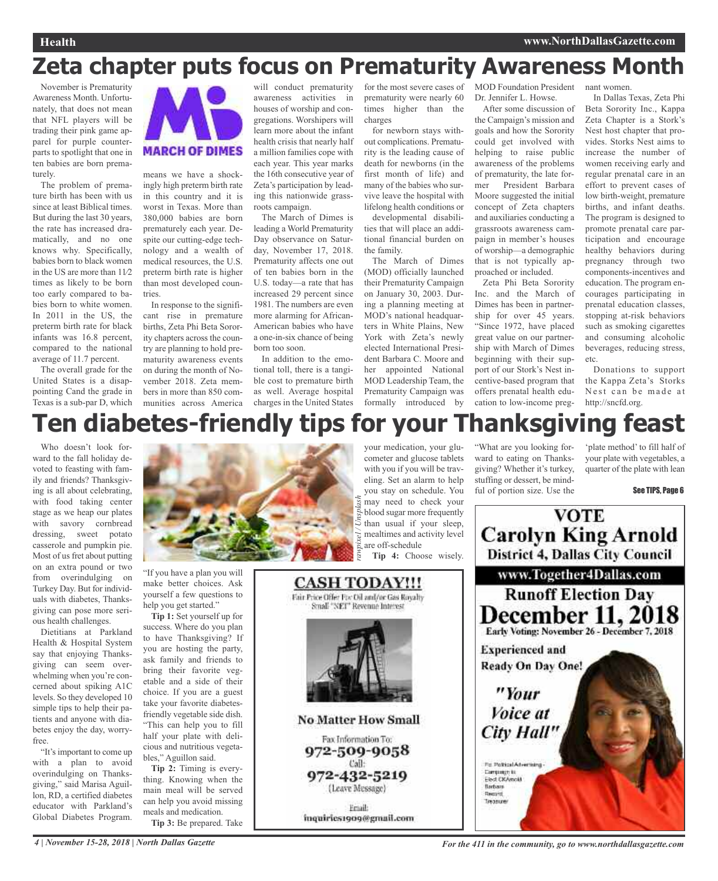# Zeta chapter puts focus on Prematurity Awareness Month

November is Prematurity Awareness Month. Unfortunately, that does not mean that NFL players will be trading their pink game apparel for purple counterparts to spotlight that one in ten babies are born prematurely.

The problem of premature birth has been with us since at least Biblical times. But during the last 30 years, the rate has increased dramatically, and no one knows why. Specifically, babies born to black women in the US are more than 1 1/2 times as likely to be born too early compared to babies born to white women. In 2011 in the US, the preterm birth rate for black infants was 16.8 percent, compared to the national average of 11.7 percent.

The overall grade for the United States is a disappointing Cand the grade in Texas is a sub-par D, which means we have a shockingly high preterm birth rate in this country and it is worst in Texas. More than 380,000 babies are born prematurely each year. Despite our cutting-edge technology and a wealth of medical resources, the U.S. preterm birth rate is higher than most developed countries.

In response to the significant rise in premature births, Zeta Phi Beta Sorority chapters across the country are planning to hold prematurity awareness events on during the month of November 2018. Zeta members in more than 850 communities across America will conduct prematurity awareness activities in houses of worship and congregations. Worshipers will learn more about the infant health crisis that nearly half a million families cope with each year. This year marks the 16th consecutive year of Zeta's participation by leading this nationwide grassroots campaign.

The March of Dimes is leading a World Prematurity Day observance on Saturday, November 17, 2018. Prematurity affects one out of ten babies born in the U.S. today—a rate that has increased 29 percent since 1981. The numbers are even more alarming for African-American babies who have a one-in-six chance of being born too soon.

In addition to the emotional toll, there is a tangible cost to premature birth as well. Average hospital charges in the United States for the most severe cases of prematurity were nearly 60 times higher than the charges

for newborn stays without complications. Prematurity is the leading cause of death for newborns (in the first month of life) and many of the babies who survive leave the hospital with lifelong health conditions or

developmental disabilities that will place an additional financial burden on the family.

The March of Dimes (MOD) officially launched their Prematurity Campaign on January 30, 2003. During a planning meeting at MOD's national headquarters in White Plains, New York with Zeta's newly elected International President Barbara C. Moore and her appointed National MOD Leadership Team, the Prematurity Campaign was formally introduced by MOD Foundation President Dr. Jennifer L. Howse.

After some discussion of the Campaign's mission and goals and how the Sorority could get involved with helping to raise public awareness of the problems of prematurity, the late former President Barbara Moore suggested the initial concept of Zeta chapters and auxiliaries conducting a grassroots awareness campaign in member's houses of worship—a demographic that is not typically approached or included.

Zeta Phi Beta Sorority Inc. and the March of Dimes has been in partnership for over 45 years. "Since 1972, have placed great value on our partnership with March of Dimes beginning with their support of our Stork's Nest incentive-based program that offers prenatal health education to low-income pregnant women.

In Dallas Texas, Zeta Phi Beta Sorority Inc., Kappa Zeta Chapter is a Stork's Nest host chapter that provides. Storks Nest aims to increase the number of women receiving early and regular prenatal care in an effort to prevent cases of low birth-weight, premature births, and infant deaths. The program is designed to promote prenatal care participation and encourage healthy behaviors during pregnancy through two components-incentives and education. The program encourages participating in prenatal education classes, stopping at-risk behaviors such as smoking cigarettes and consuming alcoholic beverages, reducing stress, etc.

Donations to support the Kappa Zeta's Storks Nest can be made at http://sncfd.org.

# Ten diabetes-friendly tips for your Thanksgiving feast

Who doesn't look forward to the fall holiday devoted to feasting with family and friends? Thanksgiving is all about celebrating, with food taking center stage as we heap our plates with savory cornbread dressing, sweet potato casserole and pumpkin pie. Most of us fret about putting on an extra pound or two from overindulging on Turkey Day. But for individuals with diabetes, Thanksgiving can pose more serious health challenges.

Dietitians at Parkland Health & Hospital System say that enjoying Thanksgiving can seem overwhelming when you're concerned about spiking A1C levels. So they developed 10 simple tips to help their patients and anyone with diabetes enjoy the day, worry-free.

"It's important to come up with a plan to avoid overindulging on Thanksgiving," said Marisa Aguillon, RD, a certified diabetes educator with Parkland's Global Diabetes Program. "If you have a plan you will make better choices. Ask yourself a few questions to help you get started."

*rawpixel / Unsplash*

**Tip 1:** Set yourself up for success. Where do you plan to have Thanksgiving? If you are hosting the party, ask family and friends to bring their favorite vegetable and a side of their choice. If you are a guest take your favorite diabetes-friendly vegetable side dish. "This can help you to fill half your plate with delicious and nutritious vegetables," Aguillon said.

**Tip 2:** Timing is everything. Knowing when the main meal will be served can help you avoid missing meals and medication.

**Tip 3:** Be prepared. Take your medication, your glucometer and glucose tablets with you if you will be traveling. Set an alarm to help you stay on schedule. You may need to check your blood sugar more frequently than usual if your sleep, mealtimes and activity level are off-schedule

**Tip 4:** Choose wisely. "What are you looking forward to eating on Thanksgiving? Whether it's turkey, stuffing or dessert, be mindful of portion size. Use the 'plate method' to fill half of your plate with vegetables, a quarter of the plate with lean

See TIPS, Page 6

**CASH TODAY!!!**
Fair Price Offer For Oil and/or Gas Royalty
Small "NET" Revenue Interest

**No Matter How Small**
Fax Information To:
972-509-9058
Call:
972-432-5219
(Leave Message)
Email:
inquiries1909@gmail.com

**VOTE**
**Carolyn King Arnold**
**District 4, Dallas City Council**
www.Together4Dallas.com
**Runoff Election Day**
**December 11, 2018**
Early Voting: November 26 - December 7, 2018
Experienced and Ready On Day One!
"Your Voice at City Hall"
Pd. Political Advertising - Campaign to Elect CKArnold Barbara Record, Treasurer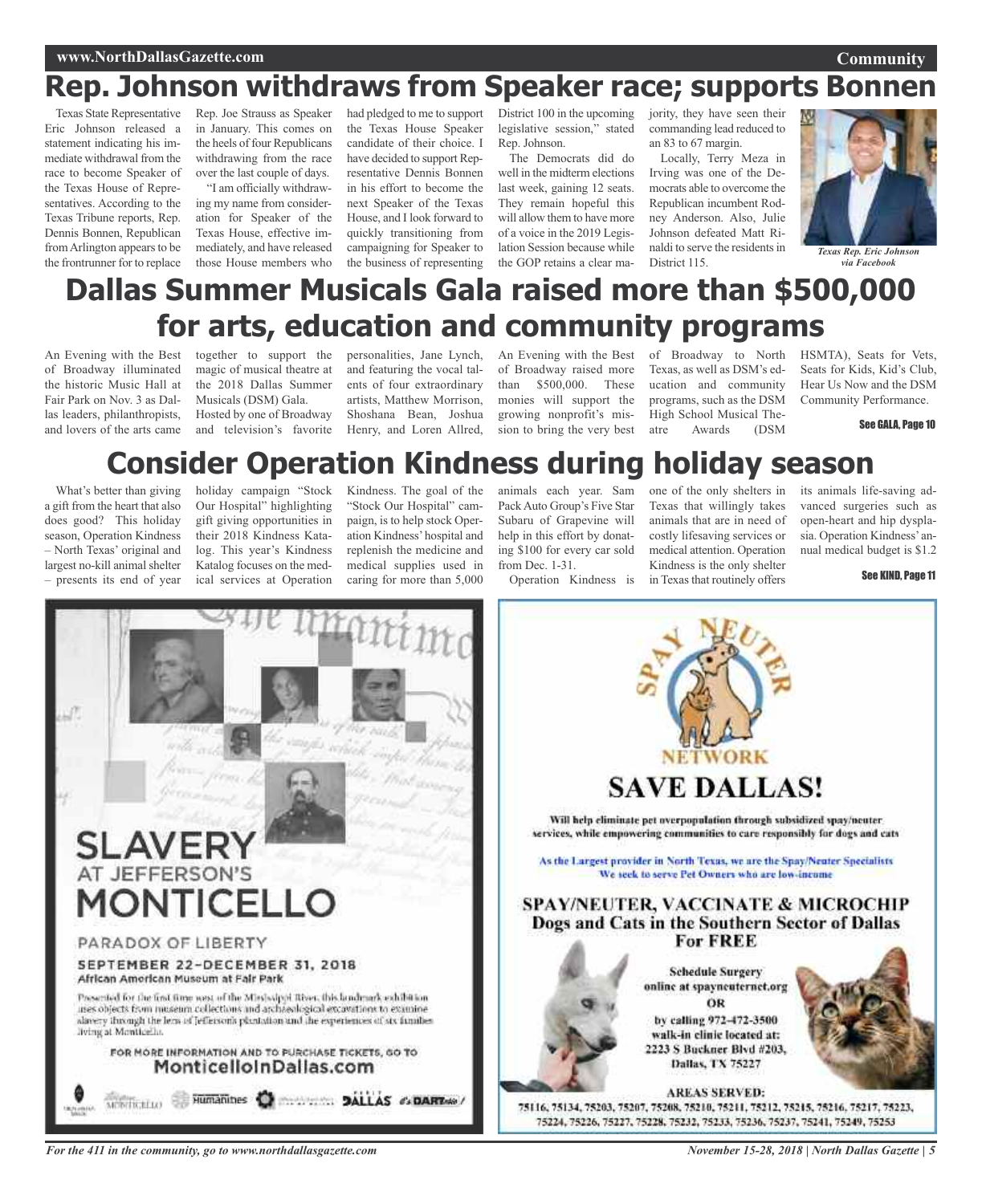# Rep. Johnson withdraws from Speaker race; supports Bonnen

Texas State Representative Eric Johnson released a statement indicating his immediate withdrawal from the race to become Speaker of the Texas House of Representatives. According to the Texas Tribune reports, Rep. Dennis Bonnen, Republican from Arlington appears to be the frontrunner for to replace Rep. Joe Strauss as Speaker in January. This comes on the heels of four Republicans withdrawing from the race over the last couple of days.

"I am officially withdrawing my name from consideration for Speaker of the Texas House, effective immediately, and have released those House members who had pledged to me to support the Texas House Speaker candidate of their choice. I have decided to support Representative Dennis Bonnen in his effort to become the next Speaker of the Texas House, and I look forward to quickly transitioning from campaigning for Speaker to the business of representing District 100 in the upcoming legislative session," stated Rep. Johnson.

The Democrats did do well in the midterm elections last week, gaining 12 seats. They remain hopeful this will allow them to have more of a voice in the 2019 Legislation Session because while the GOP retains a clear majority, they have seen their commanding lead reduced to an 83 to 67 margin.

Locally, Terry Meza in Irving was one of the Democrats able to overcome the Republican incumbent Rodney Anderson. Also, Julie Johnson defeated Matt Rinaldi to serve the residents in District 115.

*Texas Rep. Eric Johnson via Facebook*

# Dallas Summer Musicals Gala raised more than $500,000 for arts, education and community programs

An Evening with the Best of Broadway illuminated the historic Music Hall at Fair Park on Nov. 3 as Dallas leaders, philanthropists, and lovers of the arts came together to support the magic of musical theatre at the 2018 Dallas Summer Musicals (DSM) Gala.

Hosted by one of Broadway and television's favorite personalities, Jane Lynch, and featuring the vocal talents of four extraordinary artists, Matthew Morrison, Shoshana Bean, Joshua Henry, and Loren Allred, An Evening with the Best of Broadway raised more than $500,000. These monies will support the growing nonprofit's mission to bring the very best of Broadway to North Texas, as well as DSM's education and community programs, such as the DSM High School Musical Theatre Awards (DSM HSMTA), Seats for Vets, Seats for Kids, Kid's Club, Hear Us Now and the DSM Community Performance.

See GALA, Page 10

# Consider Operation Kindness during holiday season

What's better than giving a gift from the heart that also does good? This holiday season, Operation Kindness – North Texas' original and largest no-kill animal shelter – presents its end of year holiday campaign "Stock Our Hospital" highlighting gift giving opportunities in their 2018 Kindness Katalog. This year's Kindness Katalog focuses on the medical services at Operation Kindness. The goal of the "Stock Our Hospital" campaign, is to help stock Operation Kindness' hospital and replenish the medicine and medical supplies used in caring for more than 5,000 animals each year. Sam Pack Auto Group's Five Star Subaru of Grapevine will help in this effort by donating $100 for every car sold from Dec. 1-31.

Operation Kindness is one of the only shelters in Texas that willingly takes animals that are in need of costly lifesaving services or medical attention. Operation Kindness is the only shelter in Texas that routinely offers its animals life-saving advanced surgeries such as open-heart and hip dysplasia. Operation Kindness' annual medical budget is $1.2

See KIND, Page 11

SLAVERY AT JEFFERSON'S MONTICELLO

PARADOX OF LIBERTY

SEPTEMBER 22–DECEMBER 31, 2018

African American Museum at Fair Park

Presented for the first time west of the Mississippi River, this landmark exhibition uses objects from museum collections and archaeological excavations to examine slavery through the lens of Jefferson's plantation and the experiences of six families living at Monticello.

FOR MORE INFORMATION AND TO PURCHASE TICKETS, GO TO MonticelloInDallas.com

SPAY NEUTER NETWORK

SAVE DALLAS!

Will help eliminate pet overpopulation through subsidized spay/neuter services, while empowering communities to care responsibly for dogs and cats

As the Largest provider in North Texas, we are the Spay/Neuter Specialists. We seek to serve Pet Owners who are low-income

SPAY/NEUTER, VACCINATE & MICROCHIP Dogs and Cats in the Southern Sector of Dallas For FREE

Schedule Surgery online at spayneuternet.org OR by calling 972-472-3500 walk-in clinic located at: 2223 S Buckner Blvd #203, Dallas, TX 75227

AREAS SERVED:
75116, 75134, 75203, 75207, 75208, 75210, 75211, 75212, 75215, 75215, 75216, 75217, 75223, 75224, 75226, 75227, 75228, 75232, 75233, 75236, 75237, 75241, 75249, 75253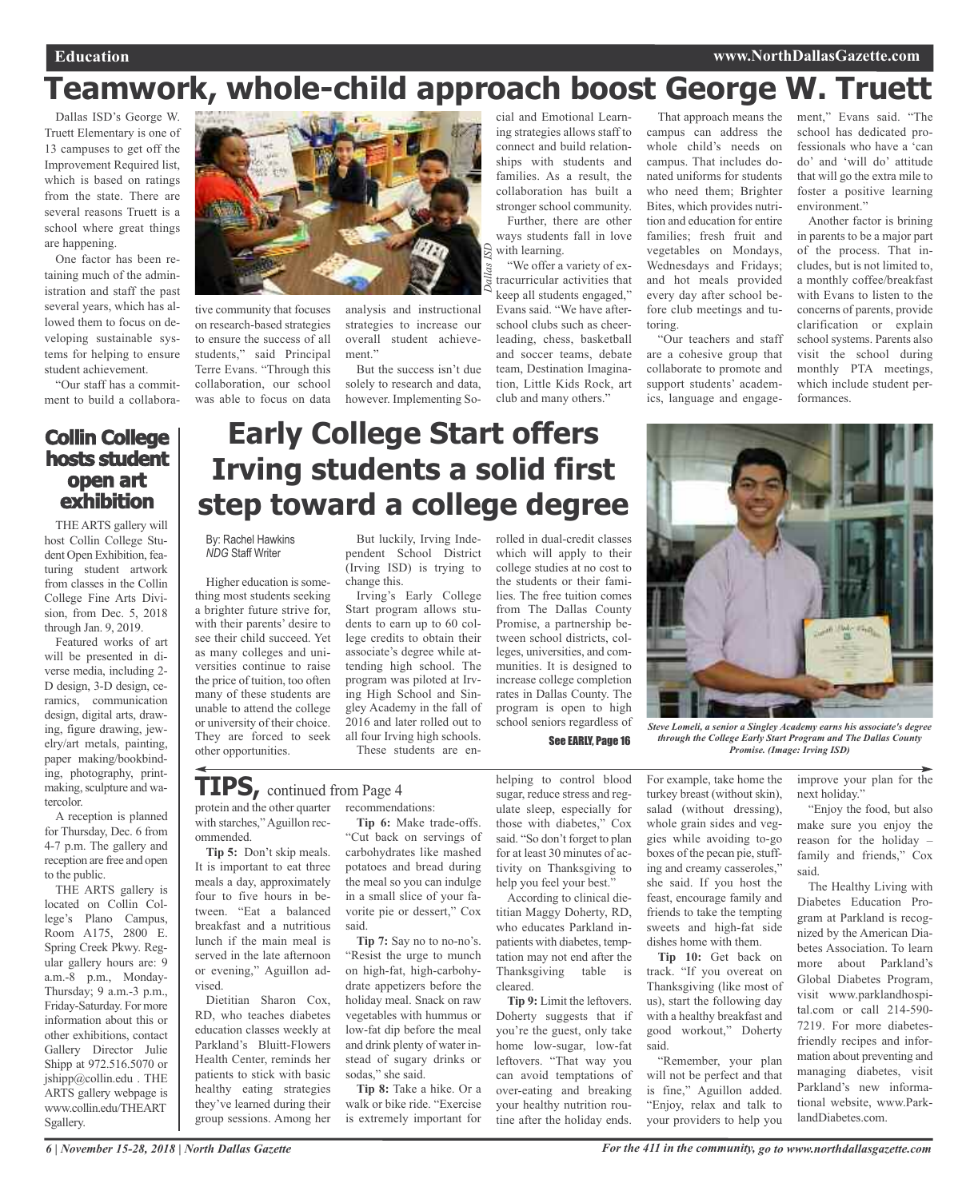# Teamwork, whole-child approach boost George W. Truett

Dallas ISD's George W. Truett Elementary is one of 13 campuses to get off the Improvement Required list, which is based on ratings from the state. There are several reasons Truett is a school where great things are happening.

One factor has been retaining much of the administration and staff the past several years, which has allowed them to focus on developing sustainable systems for helping to ensure student achievement.

"Our staff has a commitment to build a collaborative community that focuses on research-based strategies to ensure the success of all students," said Principal Terre Evans. "Through this collaboration, our school was able to focus on data analysis and instructional strategies to increase our overall student achievement."

But the success isn't due solely to research and data, however. Implementing Social and Emotional Learning strategies allows staff to connect and build relationships with students and families. As a result, the collaboration has built a stronger school community.

Further, there are other ways students fall in love with learning.

"We offer a variety of extracurricular activities that keep all students engaged," Evans said. "We have afterschool clubs such as cheerleading, chess, basketball and soccer teams, debate team, Destination Imagination, Little Kids Rock, art club and many others."

That approach means the campus can address the whole child's needs on campus. That includes donated uniforms for students who need them; Brighter Bites, which provides nutrition and education for entire families; fresh fruit and vegetables on Mondays, Wednesdays and Fridays; and hot meals provided every day after school before club meetings and tutoring.

"Our teachers and staff are a cohesive group that collaborate to promote and support students' academics, language and engagement," Evans said. "The school has dedicated professionals who have a 'can do' and 'will do' attitude that will go the extra mile to foster a positive learning environment."

Another factor is brining in parents to be a major part of the process. That includes, but is not limited to, a monthly coffee/breakfast with Evans to listen to the concerns of parents, provide clarification or explain school systems. Parents also visit the school during monthly PTA meetings, which include student performances.

*Dallas ISD*

## Collin College hosts student open art exhibition

THE ARTS gallery will host Collin College Student Open Exhibition, featuring student artwork from classes in the Collin College Fine Arts Division, from Dec. 5, 2018 through Jan. 9, 2019.

Featured works of art will be presented in diverse media, including 2-D design, 3-D design, ceramics, communication design, digital arts, drawing, figure drawing, jewelry/art metals, painting, paper making/bookbinding, photography, printmaking, sculpture and watercolor.

A reception is planned for Thursday, Dec. 6 from 4-7 p.m. The gallery and reception are free and open to the public.

THE ARTS gallery is located on Collin College's Plano Campus, Room A175, 2800 E. Spring Creek Pkwy. Regular gallery hours are: 9 a.m.-8 p.m., Monday-Thursday; 9 a.m.-3 p.m., Friday-Saturday. For more information about this or other exhibitions, contact Gallery Director Julie Shipp at 972.516.5070 or jshipp@collin.edu . THE ARTS gallery webpage is www.collin.edu/THEARTSgallery.

## Early College Start offers Irving students a solid first step toward a college degree

By: Rachel Hawkins
*NDG* Staff Writer

Higher education is something most students seeking a brighter future strive for, with their parents' desire to see their child succeed. Yet as many colleges and universities continue to raise the price of tuition, too often many of these students are unable to attend the college or university of their choice. They are forced to seek other opportunities.

But luckily, Irving Independent School District (Irving ISD) is trying to change this.

Irving's Early College Start program allows students to earn up to 60 college credits to obtain their associate's degree while attending high school. The program was piloted at Irving High School and Singley Academy in the fall of 2016 and later rolled out to all four Irving high schools.

These students are enrolled in dual-credit classes which will apply to their college studies at no cost to the students or their families. The free tuition comes from The Dallas County Promise, a partnership between school districts, colleges, universities, and communities. It is designed to increase college completion rates in Dallas County. The program is open to high school seniors regardless of

**See EARLY, Page 16**

*Steve Lomeli, a senior a Singley Academy earns his associate's degree through the College Early Start Program and The Dallas County Promise. (Image: Irving ISD)*

## TIPS, continued from Page 4

protein and the other quarter with starches," Aguillon recommended.

**Tip 5:** Don't skip meals. It is important to eat three meals a day, approximately four to five hours in between. "Eat a balanced breakfast and a nutritious lunch if the main meal is served in the late afternoon or evening," Aguillon advised.

Dietitian Sharon Cox, RD, who teaches diabetes education classes weekly at Parkland's Bluitt-Flowers Health Center, reminds her patients to stick with basic healthy eating strategies they've learned during their group sessions. Among her recommendations:

**Tip 6:** Make trade-offs. "Cut back on servings of carbohydrates like mashed potatoes and bread during the meal so you can indulge in a small slice of your favorite pie or dessert," Cox said.

**Tip 7:** Say no to no-no's. "Resist the urge to munch on high-fat, high-carbohydrate appetizers before the holiday meal. Snack on raw vegetables with hummus or low-fat dip before the meal and drink plenty of water instead of sugary drinks or sodas," she said.

**Tip 8:** Take a hike. Or a walk or bike ride. "Exercise is extremely important for helping to control blood sugar, reduce stress and regulate sleep, especially for those with diabetes," Cox said. "So don't forget to plan for at least 30 minutes of activity on Thanksgiving to help you feel your best."

According to clinical dietitian Maggy Doherty, RD, who educates Parkland inpatients with diabetes, temptation may not end after the Thanksgiving table is cleared.

**Tip 9:** Limit the leftovers. Doherty suggests that if you're the guest, only take home low-sugar, low-fat leftovers. "That way you can avoid temptations of over-eating and breaking your healthy nutrition routine after the holiday ends. For example, take home the turkey breast (without skin), salad (without dressing), whole grain sides and veggies while avoiding to-go boxes of the pecan pie, stuffing and creamy casseroles," she said. If you host the feast, encourage family and friends to take the tempting sweets and high-fat side dishes home with them.

**Tip 10:** Get back on track. "If you overeat on Thanksgiving (like most of us), start the following day with a healthy breakfast and good workout," Doherty said.

"Remember, your plan will not be perfect and that is fine," Aguillon added. "Enjoy, relax and talk to your providers to help you improve your plan for the next holiday."

"Enjoy the food, but also make sure you enjoy the reason for the holiday – family and friends," Cox said.

The Healthy Living with Diabetes Education Program at Parkland is recognized by the American Diabetes Association. To learn more about Parkland's Global Diabetes Program, visit www.parklandhospital.com or call 214-590-7219. For more diabetes-friendly recipes and information about preventing and managing diabetes, visit Parkland's new informational website, www.ParklandDiabetes.com.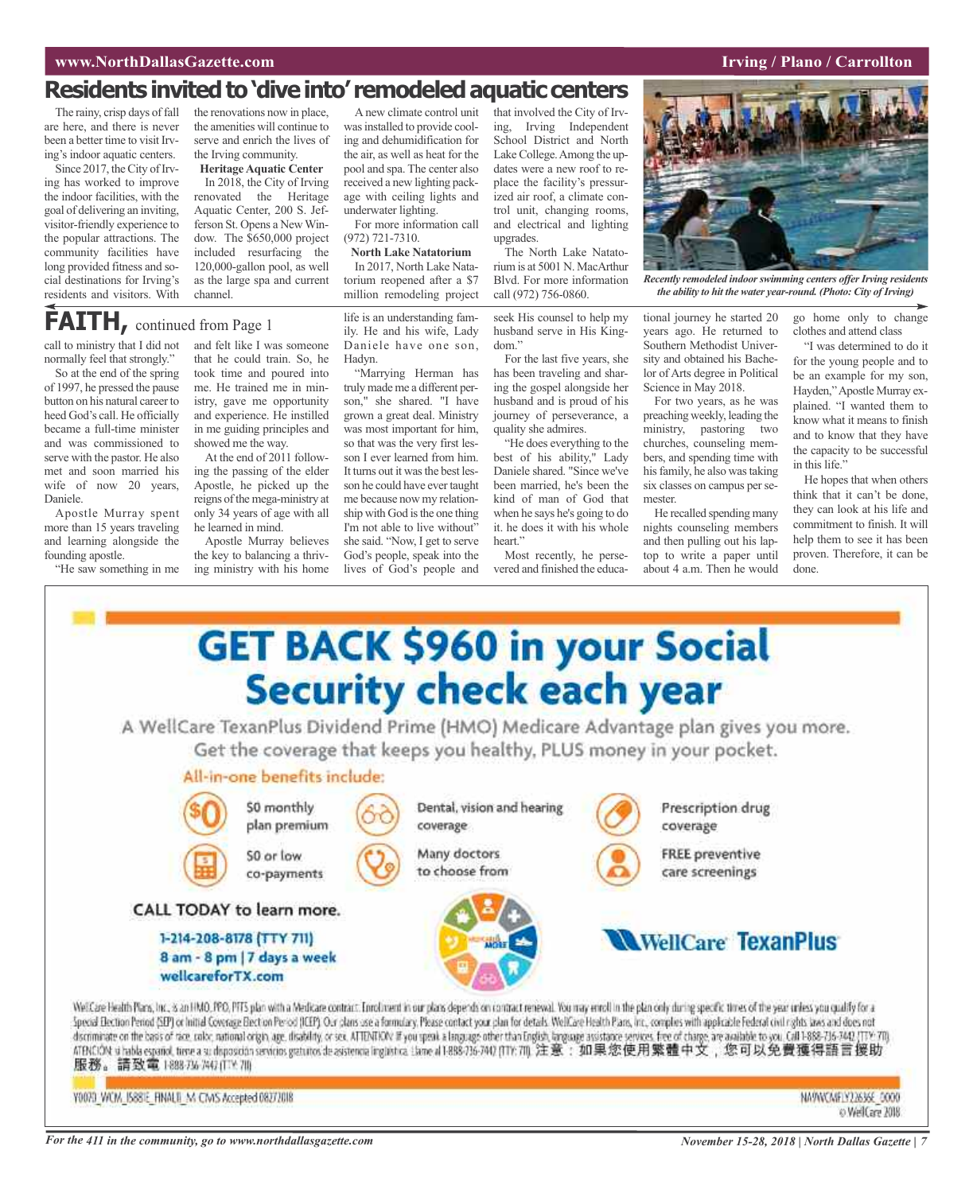# Residents invited to 'dive into' remodeled aquatic centers

The rainy, crisp days of fall are here, and there is never been a better time to visit Irving's indoor aquatic centers.

Since 2017, the City of Irving has worked to improve the indoor facilities, with the goal of delivering an inviting, visitor-friendly experience to the popular attractions. The community facilities have long provided fitness and social destinations for Irving's residents and visitors. With the renovations now in place, the amenities will continue to serve and enrich the lives of the Irving community.

**Heritage Aquatic Center**

In 2018, the City of Irving renovated the Heritage Aquatic Center, 200 S. Jefferson St. Opens a New Window. The $650,000 project included resurfacing the 120,000-gallon pool, as well as the large spa and current channel.

A new climate control unit was installed to provide cooling and dehumidification for the air, as well as heat for the pool and spa. The center also received a new lighting package with ceiling lights and underwater lighting.

For more information call (972) 721-7310.

**North Lake Natatorium**

In 2017, North Lake Natatorium reopened after a $7 million remodeling project that involved the City of Irving, Irving Independent School District and North Lake College. Among the updates were a new roof to replace the facility's pressurized air roof, a climate control unit, changing rooms, and electrical and lighting upgrades.

The North Lake Natatorium is at 5001 N. MacArthur Blvd. For more information call (972) 756-0860.

*Recently remodeled indoor swimming centers offer Irving residents the ability to hit the water year-round. (Photo: City of Irving)*

# FAITH, continued from Page 1

call to ministry that I did not normally feel that strongly."

So at the end of the spring of 1997, he pressed the pause button on his natural career to heed God's call. He officially became a full-time minister and was commissioned to serve with the pastor. He also met and soon married his wife of now 20 years, Daniele.

Apostle Murray spent more than 15 years traveling and learning alongside the founding apostle.

"He saw something in me and felt like I was someone that he could train. So, he took time and poured into me. He trained me in ministry, gave me opportunity and experience. He instilled in me guiding principles and showed me the way.

At the end of 2011 following the passing of the elder Apostle, he picked up the reigns of the mega-ministry at only 34 years of age with all he learned in mind.

Apostle Murray believes the key to balancing a thriving ministry with his home life is an understanding family. He and his wife, Lady Daniele have one son, Hadyn.

"Marrying Herman has truly made me a different person," she shared. "I have grown a great deal. Ministry was most important for him, so that was the very first lesson I ever learned from him. It turns out it was the best lesson he could have ever taught me because now my relationship with God is the one thing I'm not able to live without" she said. "Now, I get to serve God's people, speak into the lives of God's people and seek His counsel to help my husband serve in His Kingdom."

For the last five years, she has been traveling and sharing the gospel alongside her husband and is proud of his journey of perseverance, a quality she admires.

"He does everything to the best of his ability," Lady Daniele shared. "Since we've been married, he's been the kind of man of God that when he says he's going to do it. he does it with his whole heart."

Most recently, he persevered and finished the educational journey he started 20 years ago. He returned to Southern Methodist University and obtained his Bachelor of Arts degree in Political Science in May 2018.

For two years, as he was preaching weekly, leading the ministry, pastoring two churches, counseling members, and spending time with his family, he also was taking six classes on campus per semester.

He recalled spending many nights counseling members and then pulling out his laptop to write a paper until about 4 a.m. Then he would go home only to change clothes and attend class

"I was determined to do it for the young people and to be an example for my son, Hayden," Apostle Murray explained. "I wanted them to know what it means to finish and to know that they have the capacity to be successful in this life."

He hopes that when others think that it can't be done, they can look at his life and commitment to finish. It will help them to see it has been proven. Therefore, it can be done.

# GET BACK $960 in your Social Security check each year

A WellCare TexanPlus Dividend Prime (HMO) Medicare Advantage plan gives you more. Get the coverage that keeps you healthy, PLUS money in your pocket.

**All-in-one benefits include:**

- $0 monthly plan premium
- $0 or low co-payments
- Dental, vision and hearing coverage
- Many doctors to choose from
- Prescription drug coverage
- FREE preventive care screenings

**CALL TODAY to learn more.**

**1-214-208-8178 (TTY 711)**
**8 am - 8 pm | 7 days a week**
**wellcareforTX.com**

**WellCare TexanPlus**

WellCare Health Plans, Inc., is an HMO, PPO, PFFS plan with a Medicare contract. Enrollment in our plans depends on contract renewal. You may enroll in the plan only during specific times of the year unless you qualify for a Special Election Period (SEP) or Initial Coverage Election Period (ICEP). Our plans use a formulary. Please contact your plan for details. WellCare Health Plans, Inc., complies with applicable Federal civil rights laws and does not discriminate on the basis of race, color, national origin, age, disability, or sex. ATTENTION: If you speak a language other than English, language assistance services, free of charge, are available to you. Call 1-888-736-7442 (TTY: 711). ATENCIÓN: si habla español, tiene a su disposición servicios gratuitos de asistencia lingüística. Llame al 1-888-736-7442 (TTY: 711). 注意：如果您使用繁體中文，您可以免費獲得語言援助服務。請致電 1-888-736-7442 (TTY: 711)

Y0070_WCM_15881E_FINAL_M CMS Accepted 08272018

NAWWCAIFLY126365E_0000 © WellCare 2018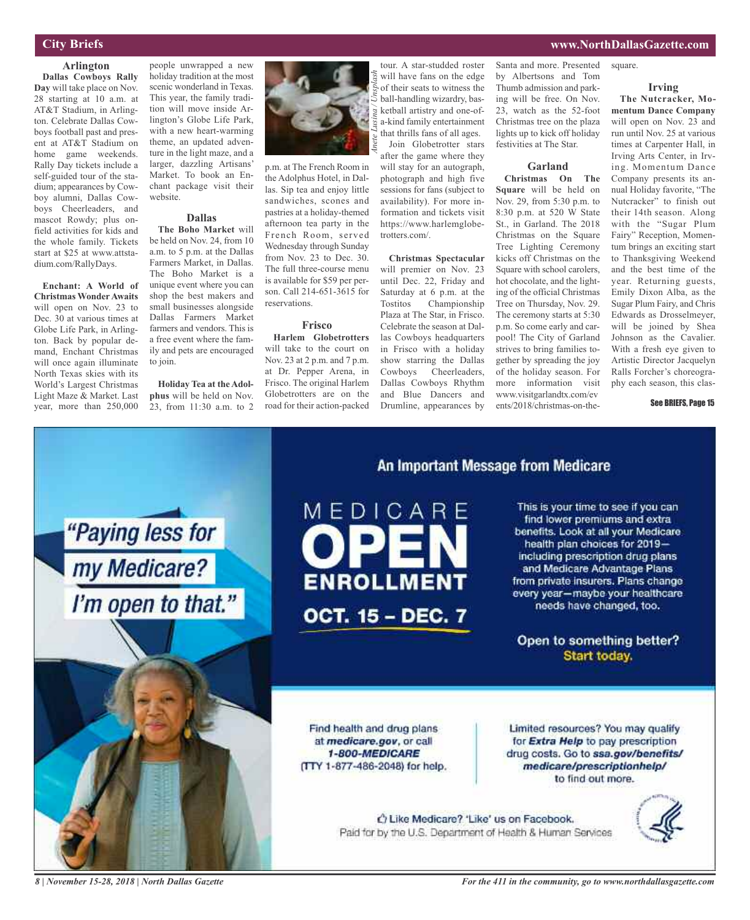## City Briefs

### Arlington

**Dallas Cowboys Rally Day** will take place on Nov. 28 starting at 10 a.m. at AT&T Stadium, in Arlington. Celebrate Dallas Cowboys football past and present at AT&T Stadium on home game weekends. Rally Day tickets include a self-guided tour of the stadium; appearances by Cowboy alumni, Dallas Cowboys Cheerleaders, and mascot Rowdy; plus on-field activities for kids and the whole family. Tickets start at $25 at www.attstadium.com/RallyDays.

**Enchant: A World of Christmas Wonder Awaits** will open on Nov. 23 to Dec. 30 at various times at Globe Life Park, in Arlington. Back by popular demand, Enchant Christmas will once again illuminate North Texas skies with its World's Largest Christmas Light Maze & Market. Last year, more than 250,000 people unwrapped a new holiday tradition at the most scenic wonderland in Texas. This year, the family tradition will move inside Arlington's Globe Life Park, with a new heart-warming theme, an updated adventure in the light maze, and a larger, dazzling Artisans' Market. To book an Enchant package visit their website.

### Dallas

**The Boho Market** will be held on Nov. 24, from 10 a.m. to 5 p.m. at the Dallas Farmers Market, in Dallas. The Boho Market is a unique event where you can shop the best makers and small businesses alongside Dallas Farmers Market farmers and vendors. This is a free event where the family and pets are encouraged to join.

**Holiday Tea at the Adolphus** will be held on Nov. 23, from 11:30 a.m. to 2 p.m. at The French Room in the Adolphus Hotel, in Dallas. Sip tea and enjoy little sandwiches, scones and pastries at a holiday-themed afternoon tea party in the French Room, served Wednesday through Sunday from Nov. 23 to Dec. 30. The full three-course menu is available for $59 per person. Call 214-651-3615 for reservations.

*Anete Lusina / Unsplash*

### Frisco

**Harlem Globetrotters** will take to the court on Nov. 23 at 2 p.m. and 7 p.m. at Dr. Pepper Arena, in Frisco. The original Harlem Globetrotters are on the road for their action-packed tour. A star-studded roster will have fans on the edge of their seats to witness the ball-handling wizardry, basketball artistry and one-of-a-kind family entertainment that thrills fans of all ages.

Join Globetrotter stars after the game where they will stay for an autograph, photograph and high five sessions for fans (subject to availability). For more information and tickets visit https://www.harlemglobetrotters.com/.

**Christmas Spectacular** will premier on Nov. 23 until Dec. 22, Friday and Saturday at 6 p.m. at the Tostitos Championship Plaza at The Star, in Frisco. Celebrate the season at Dallas Cowboys headquarters in Frisco with a holiday show starring the Dallas Cowboys Cheerleaders, Dallas Cowboys Rhythm and Blue Dancers and Drumline, appearances by Santa and more. Presented by Albertsons and Tom Thumb admission and parking will be free. On Nov. 23, watch as the 52-foot Christmas tree on the plaza lights up to kick off holiday festivities at The Star.

### Garland

**Christmas On The Square** will be held on Nov. 29, from 5:30 p.m. to 8:30 p.m. at 520 W State St., in Garland. The 2018 Christmas on the Square Tree Lighting Ceremony kicks off Christmas on the Square with school carolers, hot chocolate, and the lighting of the official Christmas Tree on Thursday, Nov. 29. The ceremony starts at 5:30 p.m. So come early and carpool! The City of Garland strives to bring families together by spreading the joy of the holiday season. For more information visit www.visitgarlandtx.com/events/2018/christmas-on-the-square.

### Irving

**The Nutcracker, Momentum Dance Company** will open on Nov. 23 and run until Nov. 25 at various times at Carpenter Hall, in Irving Arts Center, in Irving. Momentum Dance Company presents its annual Holiday favorite, "The Nutcracker" to finish out their 14th season. Along with the "Sugar Plum Fairy" Reception, Momentum brings an exciting start to Thanksgiving Weekend and the best time of the year. Returning guests, Emily Dixon Alba, as the Sugar Plum Fairy, and Chris Edwards as Drosselmeyer, will be joined by Shea Johnson as the Cavalier. With a fresh eye given to Artistic Director Jacquelyn Ralls Forcher's choreography each season, this clas-

See BRIEFS, Page 15

---

An Important Message from Medicare

"Paying less for my Medicare? I'm open to that."

MEDICARE OPEN ENROLLMENT

OCT. 15 – DEC. 7

This is your time to see if you can find lower premiums and extra benefits. Look at all your Medicare health plan choices for 2019—including prescription drug plans and Medicare Advantage Plans from private insurers. Plans change every year—maybe your healthcare needs have changed, too.

Open to something better? Start today.

Find health and drug plans at ***medicare.gov***, or call ***1-800-MEDICARE*** (TTY 1-877-486-2048) for help.

Limited resources? You may qualify for ***Extra Help*** to pay prescription drug costs. Go to ***ssa.gov/benefits/medicare/prescriptionhelp/*** to find out more.

Like Medicare? 'Like' us on Facebook.

Paid for by the U.S. Department of Health & Human Services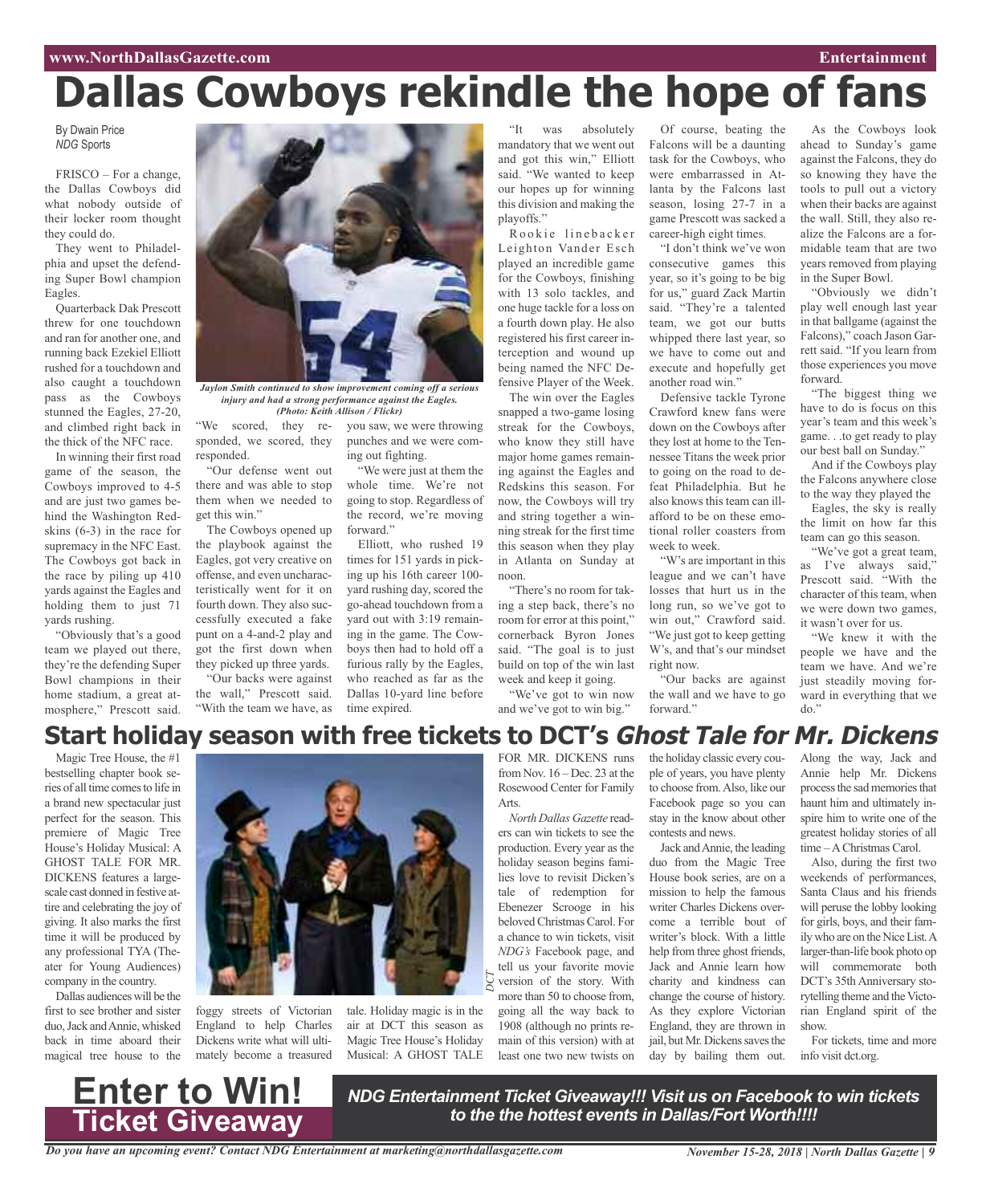# Dallas Cowboys rekindle the hope of fans

By Dwain Price
*NDG* Sports

FRISCO – For a change, the Dallas Cowboys did what nobody outside of their locker room thought they could do.

They went to Philadelphia and upset the defending Super Bowl champion Eagles.

Quarterback Dak Prescott threw for one touchdown and ran for another one, and running back Ezekiel Elliott rushed for a touchdown and also caught a touchdown pass as the Cowboys stunned the Eagles, 27-20, and climbed right back in the thick of the NFC race.

In winning their first road game of the season, the Cowboys improved to 4-5 and are just two games behind the Washington Redskins (6-3) in the race for supremacy in the NFC East. The Cowboys got back in the race by piling up 410 yards against the Eagles and holding them to just 71 yards rushing.

"Obviously that's a good team we played out there, they're the defending Super Bowl champions in their home stadium, a great atmosphere," Prescott said. "We scored, they responded, we scored, they responded.

*Jaylon Smith continued to show improvement coming off a serious injury and had a strong performance against the Eagles. (Photo: Keith Allison / Flickr)*

"Our defense went out there and was able to stop them when we needed to get this win."

The Cowboys opened up the playbook against the Eagles, got very creative on offense, and even uncharacteristically went for it on fourth down. They also successfully executed a fake punt on a 4-and-2 play and got the first down when they picked up three yards.

"Our backs were against the wall," Prescott said. "With the team we have, as you saw, we were throwing punches and we were coming out fighting.

"We were just at them the whole time. We're not going to stop. Regardless of the record, we're moving forward."

Elliott, who rushed 19 times for 151 yards in picking up his 16th career 100-yard rushing day, scored the go-ahead touchdown from a yard out with 3:19 remaining in the game. The Cowboys then had to hold off a furious rally by the Eagles, who reached as far as the Dallas 10-yard line before time expired.

"It was absolutely mandatory that we went out and got this win," Elliott said. "We wanted to keep our hopes up for winning this division and making the playoffs."

Rookie linebacker Leighton Vander Esch played an incredible game for the Cowboys, finishing with 13 solo tackles, and one huge tackle for a loss on a fourth down play. He also registered his first career interception and wound up being named the NFC Defensive Player of the Week.

The win over the Eagles snapped a two-game losing streak for the Cowboys, who know they still have major home games remaining against the Eagles and Redskins this season. For now, the Cowboys will try and string together a winning streak for the first time this season when they play in Atlanta on Sunday at noon.

"There's no room for taking a step back, there's no room for error at this point," cornerback Byron Jones said. "The goal is to just build on top of the win last week and keep it going.

"We've got to win now and we've got to win big."

Of course, beating the Falcons will be a daunting task for the Cowboys, who were embarrassed in Atlanta by the Falcons last season, losing 27-7 in a game Prescott was sacked a career-high eight times.

"I don't think we've won consecutive games this year, so it's going to be big for us," guard Zack Martin said. "They're a talented team, we got our butts whipped there last year, so we have to come out and execute and hopefully get another road win."

Defensive tackle Tyrone Crawford knew fans were down on the Cowboys after they lost at home to the Tennessee Titans the week prior to going on the road to defeat Philadelphia. But he also knows this team can ill-afford to be on these emotional roller coasters from week to week.

"W's are important in this league and we can't have losses that hurt us in the long run, so we've got to win out," Crawford said. "We just got to keep getting W's, and that's our mindset right now.

"Our backs are against the wall and we have to go forward."

As the Cowboys look ahead to Sunday's game against the Falcons, they do so knowing they have the tools to pull out a victory when their backs are against the wall. Still, they also realize the Falcons are a formidable team that are two years removed from playing in the Super Bowl.

"Obviously we didn't play well enough last year in that ballgame (against the Falcons)," coach Jason Garrett said. "If you learn from those experiences you move forward.

"The biggest thing we have to do is focus on this year's team and this week's game. . .to get ready to play our best ball on Sunday."

And if the Cowboys play the Falcons anywhere close to the way they played the Eagles, the sky is really the limit on how far this team can go this season.

"We've got a great team, as I've always said," Prescott said. "With the character of this team, when we were down two games, it wasn't over for us.

"We knew it with the people we have and the team we have. And we're just steadily moving forward in everything that we do."

## Start holiday season with free tickets to DCT's *Ghost Tale for Mr. Dickens*

Magic Tree House, the #1 bestselling chapter book series of all time comes to life in a brand new spectacular just perfect for the season. This premiere of Magic Tree House's Holiday Musical: A GHOST TALE FOR MR. DICKENS features a large-scale cast donned in festive attire and celebrating the joy of giving. It also marks the first time it will be produced by any professional TYA (Theater for Young Audiences) company in the country.

Dallas audiences will be the first to see brother and sister duo, Jack and Annie, whisked back in time aboard their magical tree house to the foggy streets of Victorian England to help Charles Dickens write what will ultimately become a treasured tale. Holiday magic is in the air at DCT this season as Magic Tree House's Holiday Musical: A GHOST TALE FOR MR. DICKENS runs from Nov. 16 – Dec. 23 at the Rosewood Center for Family Arts.

*DCT*

*North Dallas Gazette* readers can win tickets to see the production. Every year as the holiday season begins families love to revisit Dicken's tale of redemption for Ebenezer Scrooge in his beloved Christmas Carol. For a chance to win tickets, visit *NDG's* Facebook page, and tell us your favorite movie version of the story. With more than 50 to choose from, going all the way back to 1908 (although no prints remain of this version) with at least one two new twists on the holiday classic every couple of years, you have plenty to choose from. Also, like our Facebook page so you can stay in the know about other contests and news.

Jack and Annie, the leading duo from the Magic Tree House book series, are on a mission to help the famous writer Charles Dickens overcome a terrible bout of writer's block. With a little help from three ghost friends, Jack and Annie learn how charity and kindness can change the course of history. As they explore Victorian England, they are thrown in jail, but Mr. Dickens saves the day by bailing them out. Along the way, Jack and Annie help Mr. Dickens process the sad memories that haunt him and ultimately inspire him to write one of the greatest holiday stories of all time – A Christmas Carol.

Also, during the first two weekends of performances, Santa Claus and his friends will peruse the lobby looking for girls, boys, and their family who are on the Nice List. A larger-than-life book photo op will commemorate both DCT's 35th Anniversary storytelling theme and the Victorian England spirit of the show.

For tickets, time and more info visit dct.org.

**Enter to Win!**
**Ticket Giveaway**

***NDG Entertainment Ticket Giveaway!!! Visit us on Facebook to win tickets to the the hottest events in Dallas/Fort Worth!!!!***

***Do you have an upcoming event? Contact NDG Entertainment at marketing@northdallasgazette.com***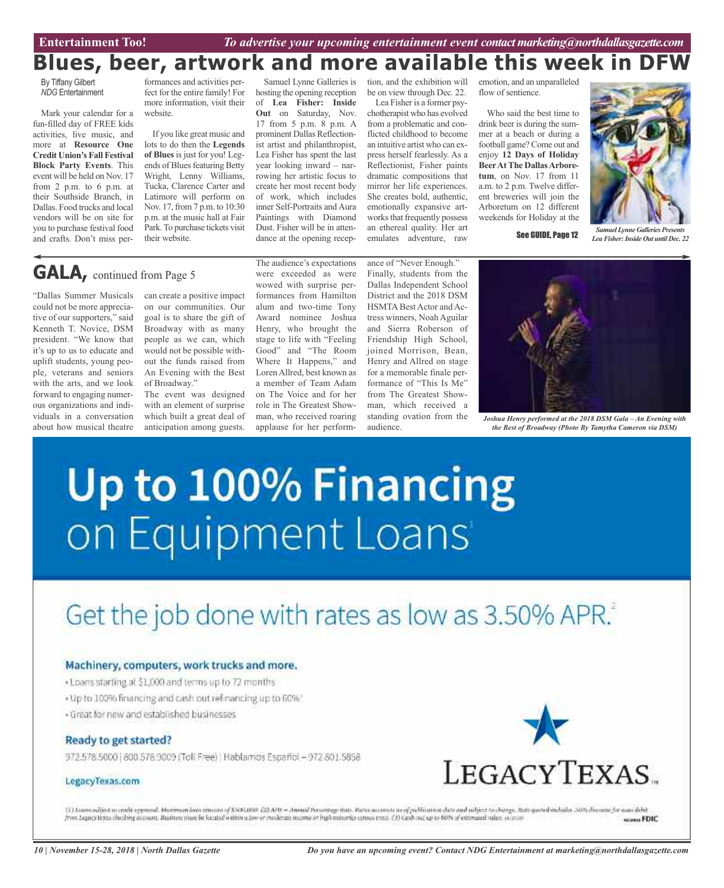# Blues, beer, artwork and more available this week in DFW

By Tiffany Gilbert
*NDG* Entertainment

Mark your calendar for a fun-filled day of FREE kids activities, live music, and more at **Resource One Credit Union's Fall Festival Block Party Events**. This event will be held on Nov. 17 from 2 p.m. to 6 p.m. at their Southside Branch, in Dallas. Food trucks and local vendors will be on site for you to purchase festival food and crafts. Don't miss performances and activities perfect for the entire family! For more information, visit their website.

If you like great music and lots to do then the **Legends of Blues** is just for you! Legends of Blues featuring Betty Wright, Lenny Williams, Tucka, Clarence Carter and Latimore will perform on Nov. 17, from 7 p.m. to 10:30 p.m. at the music hall at Fair Park. To purchase tickets visit their website.

Samuel Lynne Galleries is hosting the opening reception of **Lea Fisher: Inside Out** on Saturday, Nov. 17 from 5 p.m. 8 p.m. A prominent Dallas Reflectionist artist and philanthropist, Lea Fisher has spent the last year looking inward – narrowing her artistic focus to create her most recent body of work, which includes inner Self-Portraits and Aura Paintings with Diamond Dust. Fisher will be in attendance at the opening reception, and the exhibition will be on view through Dec. 22.

Lea Fisher is a former psychotherapist who has evolved from a problematic and conflicted childhood to become an intuitive artist who can express herself fearlessly. As a Reflectionist, Fisher paints dramatic compositions that mirror her life experiences. She creates bold, authentic, emotionally expansive artworks that frequently possess an ethereal quality. Her art emulates adventure, raw emotion, and an unparalleled flow of sentience.

Who said the best time to drink beer is during the summer at a beach or during a football game? Come out and enjoy **12 Days of Holiday Beer At The Dallas Arboretum**, on Nov. 17 from 11 a.m. to 2 p.m. Twelve different breweries will join the Arboretum on 12 different weekends for Holiday at the

See GUIDE, Page 12

*Samuel Lynne Galleries Presents Lea Fisher: Inside Out until Dec. 22*

## GALA, continued from Page 5

"Dallas Summer Musicals could not be more appreciative of our supporters," said Kenneth T. Novice, DSM president. "We know that it's up to us to educate and uplift students, young people, veterans and seniors with the arts, and we look forward to engaging numerous organizations and individuals in a conversation about how musical theatre can create a positive impact on our communities. Our goal is to share the gift of Broadway with as many people as we can, which would not be possible without the funds raised from An Evening with the Best of Broadway."

The event was designed with an element of surprise which built a great deal of anticipation among guests. The audience's expectations were exceeded as were wowed with surprise performances from Hamilton alum and two-time Tony Award nominee Joshua Henry, who brought the stage to life with "Feeling Good" and "The Room Where It Happens," and Loren Allred, best known as a member of Team Adam on The Voice and for her role in The Greatest Showman, who received roaring applause for her performance of "Never Enough." Finally, students from the Dallas Independent School District and the 2018 DSM HSMTA Best Actor and Actress winners, Noah Aguilar and Sierra Roberson of Friendship High School, joined Morrison, Bean, Henry and Allred on stage for a memorable finale performance of "This Is Me" from The Greatest Showman, which received a standing ovation from the audience.

*Joshua Henry performed at the 2018 DSM Gala – An Evening with the Best of Broadway (Photo By Tamytha Cameron via DSM)*

---

# Up to 100% Financing on Equipment Loans[1]

## Get the job done with rates as low as 3.50% APR.[2]

**Machinery, computers, work trucks and more.**

- Loans starting at $1,000 and terms up to 72 months
- Up to 100% financing and cash out refinancing up to 60%[3]
- Great for new and established businesses

**Ready to get started?**

972.578.5000 | 800.578.9009 (Toll Free) | Hablamos Español – 972.801.5858

LegacyTexas.com

LEGACYTEXAS

(1) Loans subject to credit approval. Maximum loan amount of $500,000. (2) APR = Annual Percentage Rate. Rates accurate as of publication date and subject to change. Rate quoted includes .50% discount for auto debit from LegacyTexas checking account. Business must be located within a low or moderate income or high minority census tract. (3) Cash out up to 60% of estimated value. Member FDIC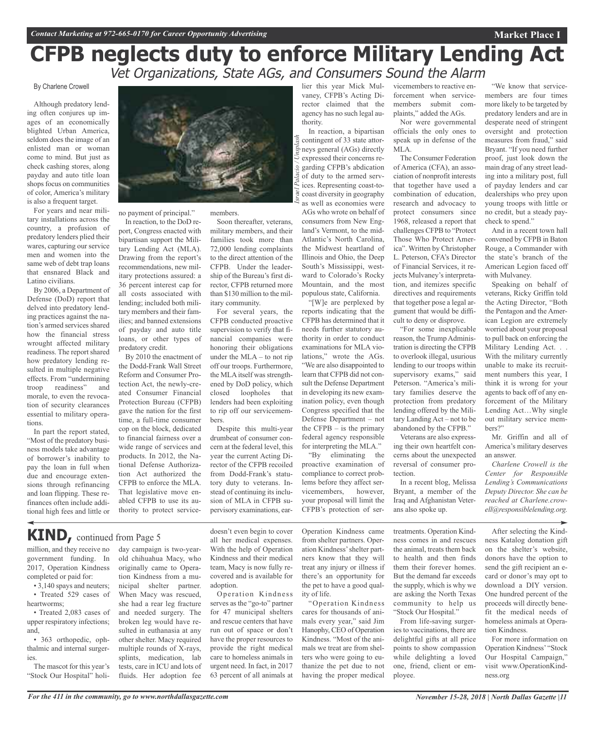# CFPB neglects duty to enforce Military Lending Act

## Vet Organizations, State AGs, and Consumers Sound the Alarm

By Charlene Crowell

Although predatory lending often conjures up images of an economically blighted Urban America, seldom does the image of an enlisted man or woman come to mind. But just as check cashing stores, along payday and auto title loan shops focus on communities of color, America's military is also a frequent target.

For years and near military installations across the country, a profusion of predatory lenders plied their wares, capturing our service men and women into the same web of debt trap loans that ensnared Black and Latino civilians.

By 2006, a Department of Defense (DoD) report that delved into predatory lending practices against the nation's armed services shared how the financial stress wrought affected military readiness. The report shared how predatory lending resulted in multiple negative effects. From "undermining troop readiness" and morale, to even the revocation of security clearances essential to military operations.

In part the report stated, "Most of the predatory business models take advantage of borrower's inability to pay the loan in full when due and encourage extensions through refinancing and loan flipping. These refinances often include additional high fees and little or no payment of principal."

In reaction, to the DoD report, Congress enacted with bipartisan support the Military Lending Act (MLA). Drawing from the report's recommendations, new military protections assured: a 36 percent interest cap for all costs associated with lending; included both military members and their families; and banned extensions of payday and auto title loans, or other types of predatory credit.

By 2010 the enactment of the Dodd-Frank Wall Street Reform and Consumer Protection Act, the newly-created Consumer Financial Protection Bureau (CFPB) gave the nation for the first time, a full-time consumer cop on the block, dedicated to financial fairness over a wide range of services and products. In 2012, the National Defense Authorization Act authorized the CFPB to enforce the MLA. That legislative move enabled CFPB to use its authority to protect servicemembers.

Soon thereafter, veterans, military members, and their families took more than 72,000 lending complaints to the direct attention of the CFPB. Under the leadership of the Bureau's first director, CFPB returned more than $130 million to the military community.

For several years, the CFPB conducted proactive supervision to verify that financial companies were honoring their obligations under the MLA – to not rip off our troops. Furthermore, the MLA itself was strengthened by DoD policy, which closed loopholes that lenders had been exploiting to rip off our servicemembers.

Despite this multi-year drumbeat of consumer concern at the federal level, this year the current Acting Director of the CFPB recoiled from Dodd-Frank's statutory duty to veterans. Instead of continuing its inclusion of MLA in CFPB supervisory examinations, earlier this year Mick Mulvaney, CFPB's Acting Director claimed that the agency has no such legal authority.

Israel Palacio / Unsplash

In reaction, a bipartisan contingent of 33 state attorneys general (AGs) directly expressed their concerns regarding CFPB's abdication of duty to the armed services. Representing coast-to-coast diversity in geography as well as economies were AGs who wrote on behalf of consumers from New England's Vermont, to the mid-Atlantic's North Carolina, the Midwest heartland of Illinois and Ohio, the Deep South's Mississippi, westward to Colorado's Rocky Mountain, and the most populous state, California.

"[W]e are perplexed by reports indicating that the CFPB has determined that it needs further statutory authority in order to conduct examinations for MLA violations," wrote the AGs. "We are also disappointed to learn that CFPB did not consult the Defense Department in developing its new examination policy, even though Congress specified that the Defense Department – not the CFPB – is the primary federal agency responsible for interpreting the MLA."

"By eliminating the proactive examination of compliance to correct problems before they affect servicemembers, however, your proposal will limit the CFPB's protection of servicemembers to reactive enforcement when servicemembers submit complaints," added the AGs.

Nor were governmental officials the only ones to speak up in defense of the MLA.

The Consumer Federation of America (CFA), an association of nonprofit interests that together have used a combination of education, research and advocacy to protect consumers since 1968, released a report that challenges CFPB to "Protect Those Who Protect America". Written by Christopher L. Peterson, CFA's Director of Financial Services, it rejects Mulvaney's interpretation, and itemizes specific directives and requirements that together pose a legal argument that would be difficult to deny or disprove.

"For some inexplicable reason, the Trump Administration is directing the CFPB to overlook illegal, usurious lending to our troops within supervisory exams," said Peterson. "America's military families deserve the protection from predatory lending offered by the Military Landing Act – not to be abandoned by the CFPB."

Veterans are also expressing their own heartfelt concerns about the unexpected reversal of consumer protection.

In a recent blog, Melissa Bryant, a member of the Iraq and Afghanistan Veterans also spoke up.

"We know that servicemembers are four times more likely to be targeted by predatory lenders and are in desperate need of stringent oversight and protection measures from fraud," said Bryant. "If you need further proof, just look down the main drag of any street leading into a military post, full of payday lenders and car dealerships who prey upon young troops with little or no credit, but a steady paycheck to spend."

And in a recent town hall convened by CFPB in Baton Rouge, a Commander with the state's branch of the American Legion faced off with Mulvaney.

Speaking on behalf of veterans, Ricky Griffin told the Acting Director, "Both the Pentagon and the American Legion are extremely worried about your proposal to pull back on enforcing the Military Lending Act. . . With the military currently unable to make its recruitment numbers this year, I think it is wrong for your agents to back off of any enforcement of the Military Lending Act…Why single out military service members?"

Mr. Griffin and all of America's military deserves an answer.

*Charlene Crowell is the Center for Responsible Lending's Communications Deputy Director. She can be reached at Charlene.crowell@responsiblelending.org.*

---

## KIND, continued from Page 5

million, and they receive no government funding. In 2017, Operation Kindness completed or paid for:

- 3,140 spays and neuters;
- Treated 529 cases of heartworms;
- Treated 2,083 cases of upper respiratory infections; and,
- 363 orthopedic, ophthalmic and internal surgeries.

The mascot for this year's "Stock Our Hospital" holiday campaign is two-year-old chihuahua Macy, who originally came to Operation Kindness from a municipal shelter partner. When Macy was rescued, she had a rear leg fracture and needed surgery. The broken leg would have resulted in euthanasia at any other shelter. Macy required multiple rounds of X-rays, splints, medication, lab tests, care in ICU and lots of fluids. Her adoption fee doesn't even begin to cover all her medical expenses. With the help of Operation Kindness and their medical team, Macy is now fully recovered and is available for adoption.

Operation Kindness serves as the "go-to" partner for 47 municipal shelters and rescue centers that have run out of space or don't have the proper resources to provide the right medical care to homeless animals in urgent need. In fact, in 2017 63 percent of all animals at Operation Kindness came from shelter partners. Operation Kindness' shelter partners know that they will treat any injury or illness if there's an opportunity for the pet to have a good quality of life.

"Operation Kindness cares for thousands of animals every year," said Jim Hanophy, CEO of Operation Kindness. "Most of the animals we treat are from shelters who were going to euthanize the pet due to not having the proper medical treatments. Operation Kindness comes in and rescues the animal, treats them back to health and then finds them their forever homes. But the demand far exceeds the supply, which is why we are asking the North Texas community to help us "Stock Our Hospital."

From life-saving surgeries to vaccinations, there are delightful gifts at all price points to show compassion while delighting a loved one, friend, client or employee.

After selecting the Kindness Katalog donation gift on the shelter's website, donors have the option to send the gift recipient an e-card or donor's may opt to download a DIY version. One hundred percent of the proceeds will directly benefit the medical needs of homeless animals at Operation Kindness.

For more information on Operation Kindness' "Stock Our Hospital Campaign," visit www.OperationKindness.org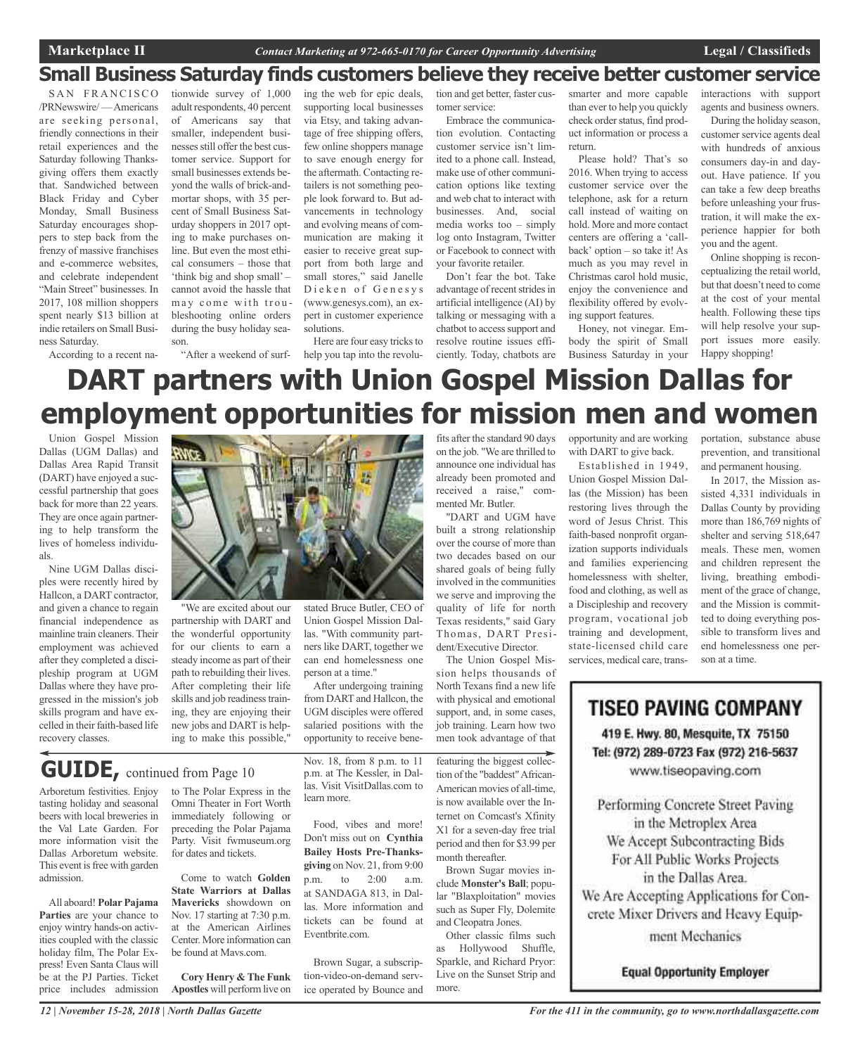## Small Business Saturday finds customers believe they receive better customer service

SAN FRANCISCO /PRNewswire/ — Americans are seeking personal, friendly connections in their retail experiences and the Saturday following Thanksgiving offers them exactly that. Sandwiched between Black Friday and Cyber Monday, Small Business Saturday encourages shoppers to step back from the frenzy of massive franchises and e-commerce websites, and celebrate independent "Main Street" businesses. In 2017, 108 million shoppers spent nearly $13 billion at indie retailers on Small Business Saturday.

According to a recent nationwide survey of 1,000 adult respondents, 40 percent of Americans say that smaller, independent businesses still offer the best customer service. Support for small businesses extends beyond the walls of brick-and-mortar shops, with 35 percent of Small Business Saturday shoppers in 2017 opting to make purchases online. But even the most ethical consumers – those that 'think big and shop small' – cannot avoid the hassle that may come with troubleshooting online orders during the busy holiday season.

"After a weekend of surfing the web for epic deals, supporting local businesses via Etsy, and taking advantage of free shipping offers, few online shoppers manage to save enough energy for the aftermath. Contacting retailers is not something people look forward to. But advancements in technology and evolving means of communication are making it easier to receive great support from both large and small stores," said Janelle Dieken of Genesys (www.genesys.com), an expert in customer experience solutions.

Here are four easy tricks to help you tap into the revolution and get better, faster customer service:

Embrace the communication evolution. Contacting customer service isn't limited to a phone call. Instead, make use of other communication options like texting and web chat to interact with businesses. And, social media works too – simply log onto Instagram, Twitter or Facebook to connect with your favorite retailer.

Don't fear the bot. Take advantage of recent strides in artificial intelligence (AI) by talking or messaging with a chatbot to access support and resolve routine issues efficiently. Today, chatbots are smarter and more capable than ever to help you quickly check order status, find product information or process a return.

Please hold? That's so 2016. When trying to access customer service over the telephone, ask for a return call instead of waiting on hold. More and more contact centers are offering a 'callback' option – so take it! As much as you may revel in Christmas carol hold music, enjoy the convenience and flexibility offered by evolving support features.

Honey, not vinegar. Embody the spirit of Small Business Saturday in your interactions with support agents and business owners.

During the holiday season, customer service agents deal with hundreds of anxious consumers day-in and day-out. Have patience. If you can take a few deep breaths before unleashing your frustration, it will make the experience happier for both you and the agent.

Online shopping is reconceptualizing the retail world, but that doesn't need to come at the cost of your mental health. Following these tips will help resolve your support issues more easily. Happy shopping!

# DART partners with Union Gospel Mission Dallas for employment opportunities for mission men and women

Union Gospel Mission Dallas (UGM Dallas) and Dallas Area Rapid Transit (DART) have enjoyed a successful partnership that goes back for more than 22 years. They are once again partnering to help transform the lives of homeless individuals.

Nine UGM Dallas disciples were recently hired by Hallcon, a DART contractor, and given a chance to regain financial independence as mainline train cleaners. Their employment was achieved after they completed a discipleship program at UGM Dallas where they have progressed in the mission's job skills program and have excelled in their faith-based life recovery classes.

"We are excited about our partnership with DART and the wonderful opportunity for our clients to earn a steady income as part of their path to rebuilding their lives. After completing their life skills and job readiness training, they are enjoying their new jobs and DART is helping to make this possible," stated Bruce Butler, CEO of Union Gospel Mission Dallas. "With community partners like DART, together we can end homelessness one person at a time."

After undergoing training from DART and Hallcon, the UGM disciples were offered salaried positions with the opportunity to receive benefits after the standard 90 days on the job. "We are thrilled to announce one individual has already been promoted and received a raise," commented Mr. Butler.

"DART and UGM have built a strong relationship over the course of more than two decades based on our shared goals of being fully involved in the communities we serve and improving the quality of life for north Texas residents," said Gary Thomas, DART President/Executive Director.

The Union Gospel Mission helps thousands of North Texans find a new life with physical and emotional support, and, in some cases, job training. Learn how two men took advantage of that opportunity and are working with DART to give back.

Established in 1949, Union Gospel Mission Dallas (the Mission) has been restoring lives through the word of Jesus Christ. This faith-based nonprofit organization supports individuals and families experiencing homelessness with shelter, food and clothing, as well as a Discipleship and recovery program, vocational job training and development, state-licensed child care services, medical care, transportation, substance abuse prevention, and transitional and permanent housing.

In 2017, the Mission assisted 4,331 individuals in Dallas County by providing more than 186,769 nights of shelter and serving 518,647 meals. These men, women and children represent the living, breathing embodiment of the grace of change, and the Mission is committed to doing everything possible to transform lives and end homelessness one person at a time.

## GUIDE, continued from Page 10

Arboretum festivities. Enjoy tasting holiday and seasonal beers with local breweries in the Val Late Garden. For more information visit the Dallas Arboretum website. This event is free with garden admission.

All aboard! **Polar Pajama Parties** are your chance to enjoy wintry hands-on activities coupled with the classic holiday film, The Polar Express! Even Santa Claus will be at the PJ Parties. Ticket price includes admission to The Polar Express in the Omni Theater in Fort Worth immediately following or preceding the Polar Pajama Party. Visit fwmuseum.org for dates and tickets.

Come to watch **Golden State Warriors at Dallas Mavericks** showdown on Nov. 17 starting at 7:30 p.m. at the American Airlines Center. More information can be found at Mavs.com.

**Cory Henry & The Funk Apostles** will perform live on Nov. 18, from 8 p.m. to 11 p.m. at The Kessler, in Dallas. Visit VisitDallas.com to learn more.

Food, vibes and more! Don't miss out on **Cynthia Bailey Hosts Pre-Thanksgiving** on Nov. 21, from 9:00 p.m. to 2:00 a.m. at SANDAGA 813, in Dallas. More information and tickets can be found at Eventbrite.com.

Brown Sugar, a subscription-video-on-demand service operated by Bounce and featuring the biggest collection of the "baddest" African-American movies of all-time, is now available over the Internet on Comcast's Xfinity X1 for a seven-day free trial period and then for $3.99 per month thereafter.

Brown Sugar movies include **Monster's Ball**; popular "Blaxploitation" movies such as Super Fly, Dolemite and Cleopatra Jones.

Other classic films such as Hollywood Shuffle, Sparkle, and Richard Pryor: Live on the Sunset Strip and more.

**TISEO PAVING COMPANY**

419 E. Hwy. 80, Mesquite, TX 75150
Tel: (972) 289-0723 Fax (972) 216-5637
www.tiseopaving.com

Performing Concrete Street Paving in the Metroplex Area
We Accept Subcontracting Bids For All Public Works Projects in the Dallas Area.
We Are Accepting Applications for Concrete Mixer Drivers and Heavy Equipment Mechanics

**Equal Opportunity Employer**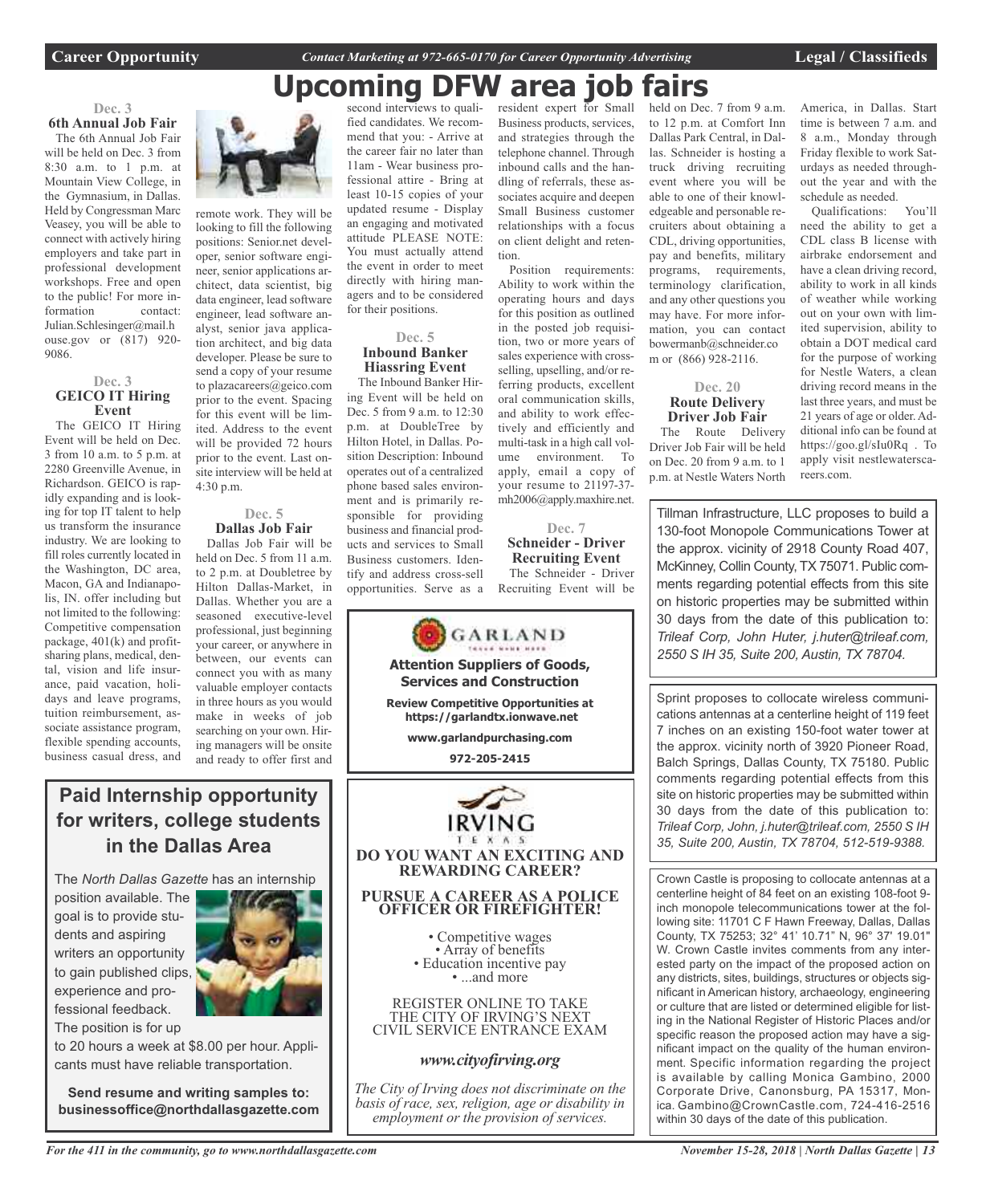# Upcoming DFW area job fairs

### Dec. 3
### 6th Annual Job Fair

The 6th Annual Job Fair will be held on Dec. 3 from 8:30 a.m. to 1 p.m. at Mountain View College, in the Gymnasium, in Dallas. Held by Congressman Marc Veasey, you will be able to connect with actively hiring employers and take part in professional development workshops. Free and open to the public! For more information contact: Julian.Schlesinger@mail.house.gov or (817) 920-9086.

### Dec. 3
### GEICO IT Hiring Event

The GEICO IT Hiring Event will be held on Dec. 3 from 10 a.m. to 5 p.m. at 2280 Greenville Avenue, in Richardson. GEICO is rapidly expanding and is looking for top IT talent to help us transform the insurance industry. We are looking to fill roles currently located in the Washington, DC area, Macon, GA and Indianapolis, IN. offer including but not limited to the following: Competitive compensation package, 401(k) and profit-sharing plans, medical, dental, vision and life insurance, paid vacation, holidays and leave programs, tuition reimbursement, associate assistance program, flexible spending accounts, business casual dress, and remote work. They will be looking to fill the following positions: Senior.net developer, senior software engineer, senior applications architect, data scientist, big data engineer, lead software engineer, lead software analyst, senior java application architect, and big data developer. Please be sure to send a copy of your resume to plazacareers@geico.com prior to the event. Spacing for this event will be limited. Address to the event will be provided 72 hours prior to the event. Last onsite interview will be held at 4:30 p.m.

### Dec. 5
### Dallas Job Fair

Dallas Job Fair will be held on Dec. 5 from 11 a.m. to 2 p.m. at Doubletree by Hilton Dallas-Market, in Dallas. Whether you are a seasoned executive-level professional, just beginning your career, or anywhere in between, our events can connect you with as many valuable employer contacts in three hours as you would make in weeks of job searching on your own. Hiring managers will be onsite and ready to offer first and second interviews to qualified candidates. We recommend that you: - Arrive at the career fair no later than 11am - Wear business professional attire - Bring at least 10-15 copies of your updated resume - Display an engaging and motivated attitude PLEASE NOTE: You must actually attend the event in order to meet directly with hiring managers and to be considered for their positions.

### Dec. 5
### Inbound Banker Hiassring Event

The Inbound Banker Hiring Event will be held on Dec. 5 from 9 a.m. to 12:30 p.m. at DoubleTree by Hilton Hotel, in Dallas. Position Description: Inbound operates out of a centralized phone based sales environment and is primarily responsible for providing business and financial products and services to Small Business customers. Identify and address cross-sell opportunities. Serve as a resident expert for Small Business products, services, and strategies through the telephone channel. Through inbound calls and the handling of referrals, these associates acquire and deepen Small Business customer relationships with a focus on client delight and retention.

Position requirements: Ability to work within the operating hours and days for this position as outlined in the posted job requisition, two or more years of sales experience with cross-selling, upselling, and/or referring products, excellent oral communication skills, and ability to work effectively and efficiently and multi-task in a high call volume environment. To apply, email a copy of your resume to 21197-37-mh2006@apply.maxhire.net.

### Dec. 7
### Schneider - Driver Recruiting Event

The Schneider - Driver Recruiting Event will be held on Dec. 7 from 9 a.m. to 12 p.m. at Comfort Inn Dallas Park Central, in Dallas. Schneider is hosting a truck driving recruiting event where you will be able to one of their knowledgeable and personable recruiters about obtaining a CDL, driving opportunities, pay and benefits, military programs, requirements, terminology clarification, and any other questions you may have. For more information, you can contact bowermanb@schneider.com or (866) 928-2116.

### Dec. 20
### Route Delivery Driver Job Fair

The Route Delivery Driver Job Fair will be held on Dec. 20 from 9 a.m. to 1 p.m. at Nestle Waters North America, in Dallas. Start time is between 7 a.m. and 8 a.m., Monday through Friday flexible to work Saturdays as needed throughout the year and with the schedule as needed.

Qualifications: You'll need the ability to get a CDL class B license with airbrake endorsement and have a clean driving record, ability to work in all kinds of weather while working out on your own with limited supervision, ability to obtain a DOT medical card for the purpose of working for Nestle Waters, a clean driving record means in the last three years, and must be 21 years of age or older. Additional info can be found at https://goo.gl/sIu0Rq . To apply visit nestlewaterscareers.com.

---

## Paid Internship opportunity for writers, college students in the Dallas Area

The *North Dallas Gazette* has an internship position available. The goal is to provide students and aspiring writers an opportunity to gain published clips, experience and professional feedback. The position is for up to 20 hours a week at $8.00 per hour. Applicants must have reliable transportation.

**Send resume and writing samples to: businessoffice@northdallasgazette.com**

---

GARLAND

**Attention Suppliers of Goods, Services and Construction**

**Review Competitive Opportunities at https://garlandtx.ionwave.net**

**www.garlandpurchasing.com**

**972-205-2415**

---

IRVING TEXAS

**DO YOU WANT AN EXCITING AND REWARDING CAREER?**

**PURSUE A CAREER AS A POLICE OFFICER OR FIREFIGHTER!**

- Competitive wages
- Array of benefits
- Education incentive pay
- ...and more

REGISTER ONLINE TO TAKE THE CITY OF IRVING'S NEXT CIVIL SERVICE ENTRANCE EXAM

***www.cityofirving.org***

*The City of Irving does not discriminate on the basis of race, sex, religion, age or disability in employment or the provision of services.*

---

Tillman Infrastructure, LLC proposes to build a 130-foot Monopole Communications Tower at the approx. vicinity of 2918 County Road 407, McKinney, Collin County, TX 75071. Public comments regarding potential effects from this site on historic properties may be submitted within 30 days from the date of this publication to: *Trileaf Corp, John Huter, j.huter@trileaf.com, 2550 S IH 35, Suite 200, Austin, TX 78704.*

---

Sprint proposes to collocate wireless communications antennas at a centerline height of 119 feet 7 inches on an existing 150-foot water tower at the approx. vicinity north of 3920 Pioneer Road, Balch Springs, Dallas County, TX 75180. Public comments regarding potential effects from this site on historic properties may be submitted within 30 days from the date of this publication to: *Trileaf Corp, John, j.huter@trileaf.com, 2550 S IH 35, Suite 200, Austin, TX 78704, 512-519-9388.*

---

Crown Castle is proposing to collocate antennas at a centerline height of 84 feet on an existing 108-foot 9-inch monopole telecommunications tower at the following site: 11701 C F Hawn Freeway, Dallas, Dallas County, TX 75253; 32° 41' 10.71" N, 96° 37' 19.01" W. Crown Castle invites comments from any interested party on the impact of the proposed action on any districts, sites, buildings, structures or objects significant in American history, archaeology, engineering or culture that are listed or determined eligible for listing in the National Register of Historic Places and/or specific reason the proposed action may have a significant impact on the quality of the human environment. Specific information regarding the project is available by calling Monica Gambino, 2000 Corporate Drive, Canonsburg, PA 15317, Monica. Gambino@CrownCastle.com, 724-416-2516 within 30 days of the date of this publication.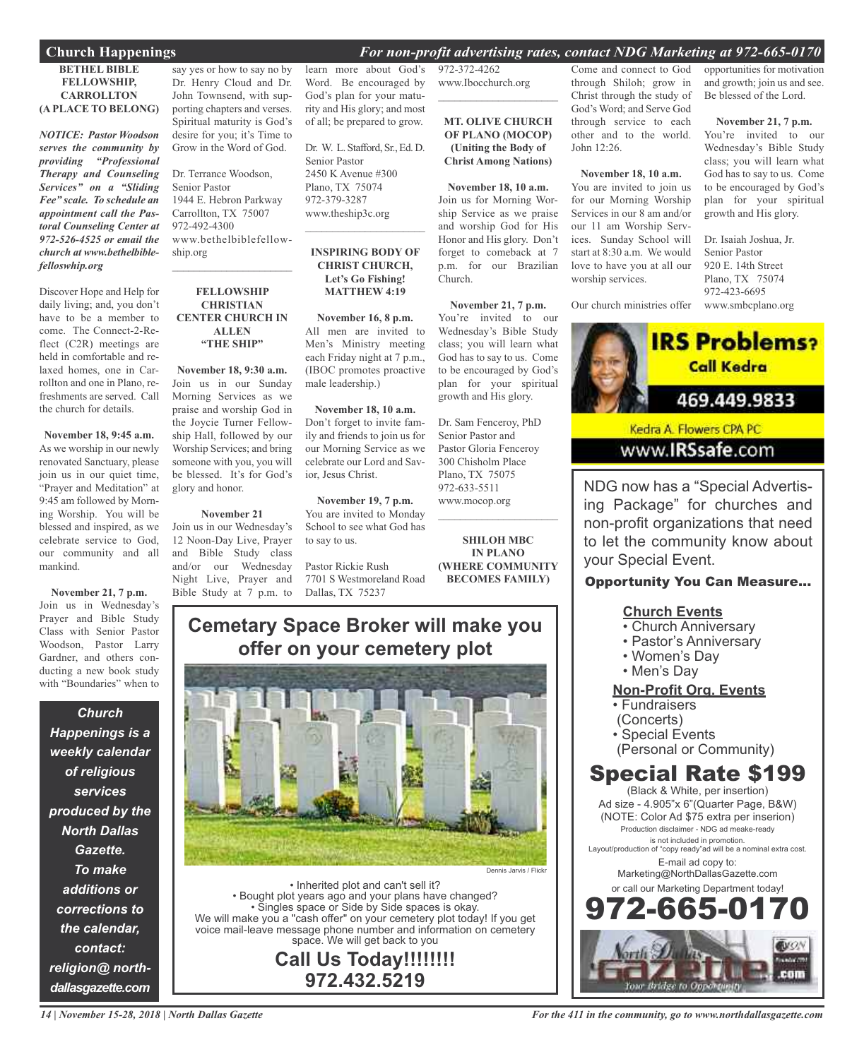## Church Happenings

*For non-profit advertising rates, contact NDG Marketing at 972-665-0170*

### BETHEL BIBLE FELLOWSHIP, CARROLLTON (A PLACE TO BELONG)

***NOTICE: Pastor Woodson serves the community by providing "Professional Therapy and Counseling Services" on a "Sliding Fee" scale. To schedule an appointment call the Pastoral Counseling Center at 972-526-4525 or email the church at www.bethelbiblefelloswhip.org***

Discover Hope and Help for daily living; and, you don't have to be a member to come. The Connect-2-Reflect (C2R) meetings are held in comfortable and relaxed homes, one in Carrollton and one in Plano, refreshments are served. Call the church for details.

**November 18, 9:45 a.m.**
As we worship in our newly renovated Sanctuary, please join us in our quiet time, "Prayer and Meditation" at 9:45 am followed by Morning Worship. You will be blessed and inspired, as we celebrate service to God, our community and all mankind.

**November 21, 7 p.m.**
Join us in Wednesday's Prayer and Bible Study Class with Senior Pastor Woodson, Pastor Larry Gardner, and others conducting a new book study with "Boundaries" when to say yes or how to say no by Dr. Henry Cloud and Dr. John Townsend, with supporting chapters and verses. Spiritual maturity is God's desire for you; it's Time to Grow in the Word of God.

Dr. Terrance Woodson,
Senior Pastor
1944 E. Hebron Parkway
Carrollton, TX 75007
972-492-4300
www.bethelbiblefellowship.org

---

### FELLOWSHIP CHRISTIAN CENTER CHURCH IN ALLEN "THE SHIP"

**November 18, 9:30 a.m.**
Join us in our Sunday Morning Services as we praise and worship God in the Joyce Turner Fellowship Hall, followed by our Worship Services; and bring someone with you, you will be blessed. It's for God's glory and honor.

**November 21**
Join us in our Wednesday's 12 Noon-Day Live, Prayer and Bible Study class and/or our Wednesday Night Live, Prayer and Bible Study at 7 p.m. to learn more about God's Word. Be encouraged by God's plan for your maturity and His glory; and most of all; be prepared to grow.

Dr. W. L. Stafford, Sr., Ed. D.
Senior Pastor
2450 K Avenue #300
Plano, TX 75074
972-379-3287
www.theship3c.org

---

### INSPIRING BODY OF CHRIST CHURCH, Let's Go Fishing! MATTHEW 4:19

**November 16, 8 p.m.**
All men are invited to Men's Ministry meeting each Friday night at 7 p.m., (IBOC promotes proactive male leadership.)

**November 18, 10 a.m.**
Don't forget to invite family and friends to join us for our Morning Service as we celebrate our Lord and Savior, Jesus Christ.

**November 19, 7 p.m.**
You are invited to Monday School to see what God has to say to us.

Pastor Rickie Rush
7701 S Westmoreland Road
Dallas, TX 75237
972-372-4262
www.Ibocchurch.org

---

### MT. OLIVE CHURCH OF PLANO (MOCOP) (Uniting the Body of Christ Among Nations)

**November 18, 10 a.m.**
Join us for Morning Worship Service as we praise and worship God for His Honor and His glory. Don't forget to comeback at 7 p.m. for our Brazilian Church.

**November 21, 7 p.m.**
You're invited to our Wednesday's Bible Study class; you will learn what God has to say to us. Come to be encouraged by God's plan for your spiritual growth and His glory.

Dr. Sam Fenceroy, PhD
Senior Pastor and
Pastor Gloria Fenceroy
300 Chisholm Place
Plano, TX 75075
972-633-5511
www.mocop.org

---

### SHILOH MBC IN PLANO (WHERE COMMUNITY BECOMES FAMILY)

Come and connect to God through Shiloh; grow in Christ through the study of God's Word; and Serve God through service to each other and to the world. John 12:26.

**November 18, 10 a.m.**
You are invited to join us for our Morning Worship Services in our 8 am and/or our 11 am Worship Services. Sunday School will start at 8:30 a.m. We would love to have you at all our worship services.

Our church ministries offer opportunities for motivation and growth; join us and see. Be blessed of the Lord.

**November 21, 7 p.m.**
You're invited to our Wednesday's Bible Study class; you will learn what God has to say to us. Come to be encouraged by God's plan for your spiritual growth and His glory.

Dr. Isaiah Joshua, Jr.
Senior Pastor
920 E. 14th Street
Plano, TX 75074
972-423-6695
www.smbcplano.org

---

***Church Happenings is a weekly calendar of religious services produced by the North Dallas Gazette. To make additions or corrections to the calendar, contact: religion@ northdallasgazette.com***

---

## Cemetary Space Broker will make you offer on your cemetery plot

Dennis Jarvis / Flickr

- Inherited plot and can't sell it?
- Bought plot years ago and your plans have changed?
- Singles space or Side by Side spaces is okay.

We will make you a "cash offer" on your cemetery plot today! If you get voice mail-leave message phone number and information on cemetery space. We will get back to you

**Call Us Today!!!!!!!!**
**972.432.5219**

---

**IRS Problems? Call Kedra**
**469.449.9833**
Kedra A. Flowers CPA PC
www.IRSsafe.com

---

NDG now has a "Special Advertising Package" for churches and non-profit organizations that need to let the community know about your Special Event.

**Opportunity You Can Measure...**

**Church Events**
- Church Anniversary
- Pastor's Anniversary
- Women's Day
- Men's Day

**Non-Profit Org. Events**
- Fundraisers (Concerts)
- Special Events (Personal or Community)

## Special Rate $199

(Black & White, per insertion)
Ad size - 4.905"x 6"(Quarter Page, B&W)
(NOTE: Color Ad $75 extra per inserion)
Production disclaimer - NDG ad meake-ready is not included in promotion.
Layout/production of "copy ready"ad will be a nominal extra cost.
E-mail ad copy to:
Marketing@NorthDallasGazette.com
or call our Marketing Department today!

**972-665-0170**

North Dallas Gazette .com — Your Bridge to Opportunity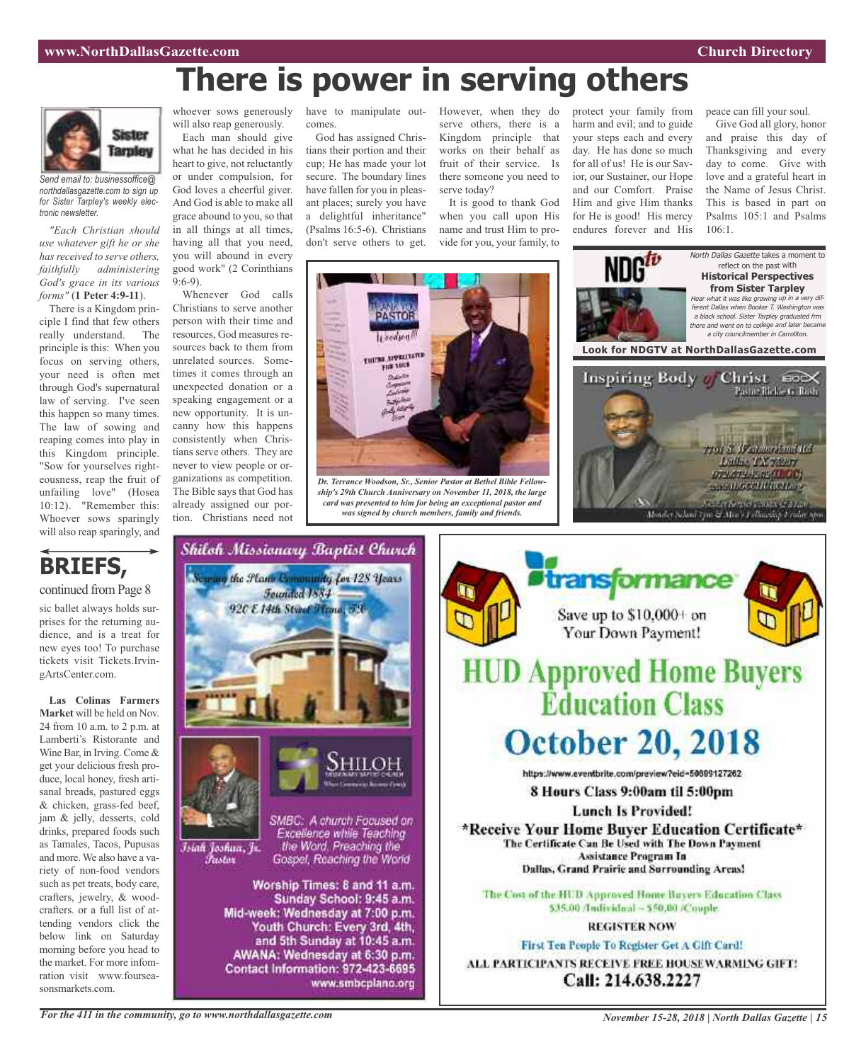# There is power in serving others

Sister Tarpley

*Send email to: businessoffice@northdallasgazette.com to sign up for Sister Tarpley's weekly electronic newsletter.*

*"Each Christian should use whatever gift he or she has received to serve others, faithfully administering God's grace in its various forms"* (**1 Peter 4:9-11**).

There is a Kingdom principle I find that few others really understand. The principle is this: When you focus on serving others, your need is often met through God's supernatural law of serving. I've seen this happen so many times. The law of sowing and reaping comes into play in this Kingdom principle. "Sow for yourselves righteousness, reap the fruit of unfailing love" (Hosea 10:12). "Remember this: Whoever sows sparingly will also reap sparingly, and whoever sows generously will also reap generously.

Each man should give what he has decided in his heart to give, not reluctantly or under compulsion, for God loves a cheerful giver. And God is able to make all grace abound to you, so that in all things at all times, having all that you need, you will abound in every good work" (2 Corinthians 9:6-9).

Whenever God calls Christians to serve another person with their time and resources, God measures resources back to them from unrelated sources. Sometimes it comes through an unexpected donation or a speaking engagement or a new opportunity. It is uncanny how this happens consistently when Christians serve others. They are never to view people or organizations as competition. The Bible says that God has already assigned our portion. Christians need not have to manipulate outcomes.

God has assigned Christians their portion and their cup; He has made your lot secure. The boundary lines have fallen for you in pleasant places; surely you have a delightful inheritance" (Psalms 16:5-6). Christians don't serve others to get. However, when they do serve others, there is a Kingdom principle that works on their behalf as fruit of their service. Is there someone you need to serve today?

It is good to thank God when you call upon His name and trust Him to provide for you, your family, to protect your family from harm and evil; and to guide your steps each and every day. He has done so much for all of us! He is our Savior, our Sustainer, our Hope and our Comfort. Praise Him and give Him thanks for He is good! His mercy endures forever and His peace can fill your soul.

Give God all glory, honor and praise this day of Thanksgiving and every day to come. Give with love and a grateful heart in the Name of Jesus Christ. This is based in part on Psalms 105:1 and Psalms 106:1.

*Dr. Terrance Woodson, Sr., Senior Pastor at Bethel Bible Fellowship's 29th Church Anniversary on November 11, 2018, the large card was presented to him for being an exceptional pastor and was signed by church members, family and friends.*

NDGtv

*North Dallas Gazette* takes a moment to reflect on the past with

**Historical Perspectives from Sister Tarpley**

*Hear what it was like growing up in a very different Dallas when Booker T. Washington was a black school. Sister Tarpley graduated frm there and went on to college and later became a city councilmember in Carrollton.*

**Look for NDGTV at NorthDallasGazette.com**

Inspiring Body of Christ
Pastor Rickie G. Rush
7701 S. Westmoreland Rd
Dallas, TX 75237
972-372-4262 (IBOC)
www.IBOCChurch.org
Sunday Service 7:30am & 11:00am
Monday School 7pm & Mon's Fellowship Friday 7pm

## BRIEFS,

continued from Page 8

sic ballet always holds surprises for the returning audience, and is a treat for new eyes too! To purchase tickets visit Tickets.IrvingArtsCenter.com.

**Las Colinas Farmers Market** will be held on Nov. 24 from 10 a.m. to 2 p.m. at Lamberti's Ristorante and Wine Bar, in Irving. Come & get your delicious fresh produce, local honey, fresh artisanal breads, pastured eggs & chicken, grass-fed beef, jam & jelly, desserts, cold drinks, prepared foods such as Tamales, Tacos, Pupusas and more. We also have a variety of non-food vendors such as pet treats, body care, crafters, jewelry, & woodcrafters. or a full list of attending vendors click the below link on Saturday morning before you head to the market. For more information visit www.foursea­sonsmarkets.com.

**Shiloh Missionary Baptist Church**

Serving the Plano Community for 128 Years
Founded 1884
920 E 14th Street Plano, TX

SHILOH Missionary Baptist Church

Isiah Joshua, Jr. Pastor

SMBC: A church Focused on Excellence while Teaching the Word, Preaching the Gospel, Reaching the World

Worship Times: 8 and 11 a.m.
Sunday School: 9:45 a.m.
Mid-week: Wednesday at 7:00 p.m.
Youth Church: Every 3rd, 4th, and 5th Sunday at 10:45 a.m.
AWANA: Wednesday at 6:30 p.m.
Contact Information: 972-423-6695
www.smbcplano.org

**transformance**

Save up to $10,000+ on Your Down Payment!

## HUD Approved Home Buyers Education Class

## October 20, 2018

https://www.eventbrite.com/preview?eid=50689127262

**8 Hours Class 9:00am til 5:00pm**

**Lunch Is Provided!**

**\*Receive Your Home Buyer Education Certificate\***

**The Certificate Can Be Used with The Down Payment Assistance Program In Dallas, Grand Prairie and Surrounding Areas!**

The Cost of the HUD Approved Home Buyers Education Class $35.00 /Individual ~ $50.00 /Couple

**REGISTER NOW**

**First Ten People To Register Get A Gift Card!**

**ALL PARTICIPANTS RECEIVE FREE HOUSEWARMING GIFT!**

**Call: 214.638.2227**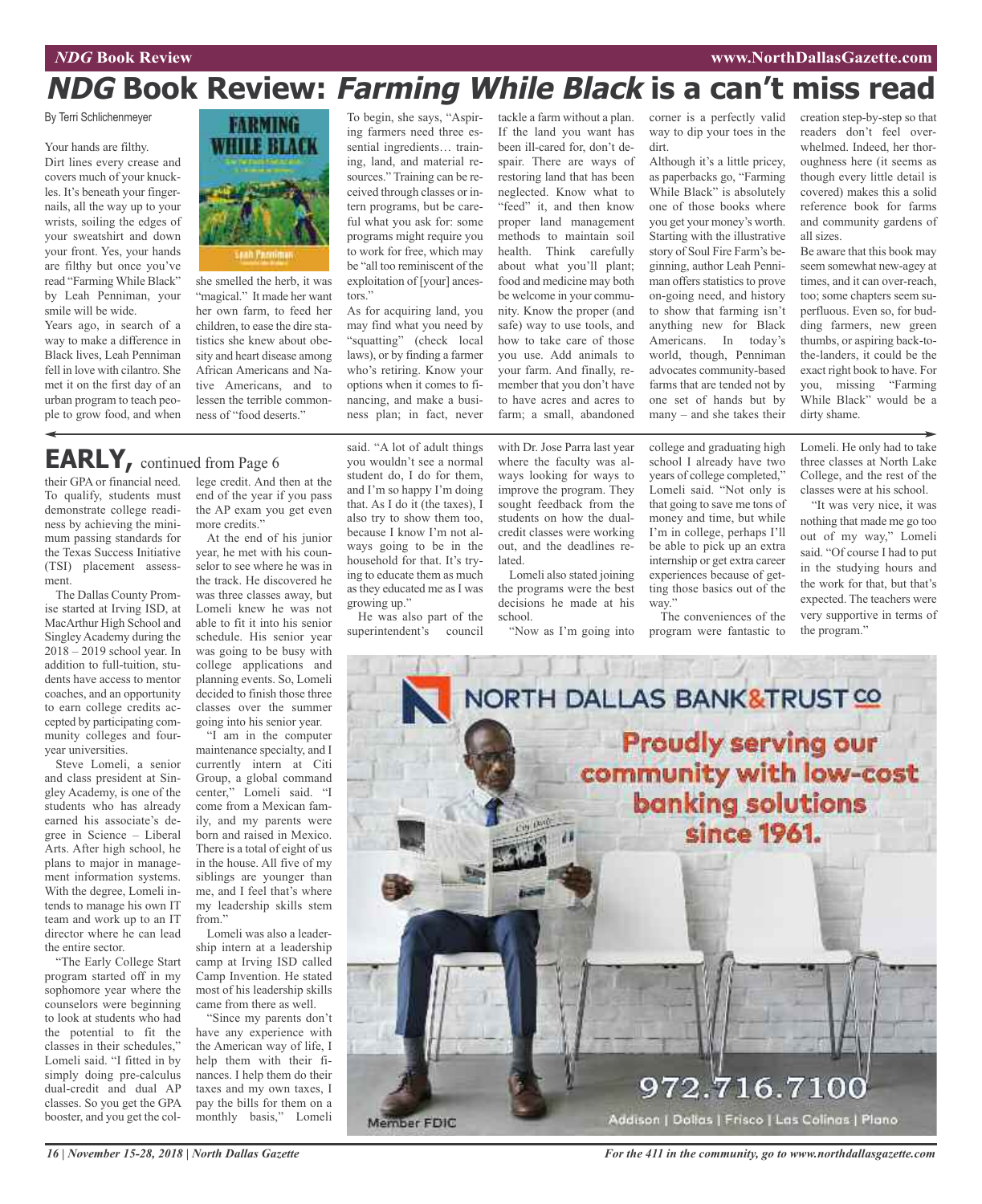# *NDG* Book Review: *Farming While Black* is a can't miss read

By Terri Schlichenmeyer

Your hands are filthy.

Dirt lines every crease and covers much of your knuckles. It's beneath your fingernails, all the way up to your wrists, soiling the edges of your sweatshirt and down your front. Yes, your hands are filthy but once you've read "Farming While Black" by Leah Penniman, your smile will be wide.

Years ago, in search of a way to make a difference in Black lives, Leah Penniman fell in love with cilantro. She met it on the first day of an urban program to teach people to grow food, and when she smelled the herb, it was "magical." It made her want her own farm, to feed her children, to ease the dire statistics she knew about obesity and heart disease among African Americans and Native Americans, and to lessen the terrible commonness of "food deserts."

To begin, she says, "Aspiring farmers need three essential ingredients… training, land, and material resources." Training can be received through classes or intern programs, but be careful what you ask for: some programs might require you to work for free, which may be "all too reminiscent of the exploitation of [your] ancestors."

As for acquiring land, you may find what you need by "squatting" (check local laws), or by finding a farmer who's retiring. Know your options when it comes to financing, and make a business plan; in fact, never tackle a farm without a plan. If the land you want has been ill-cared for, don't despair. There are ways of restoring land that has been neglected. Know what to "feed" it, and then know proper land management methods to maintain soil health. Think carefully about what you'll plant; food and medicine may both be welcome in your community. Know the proper (and safe) way to use tools, and how to take care of those you use. Add animals to your farm. And finally, remember that you don't have to have acres and acres to farm; a small, abandoned corner is a perfectly valid way to dip your toes in the dirt.

Although it's a little pricey, as paperbacks go, "Farming While Black" is absolutely one of those books where you get your money's worth. Starting with the illustrative story of Soul Fire Farm's beginning, author Leah Penniman offers statistics to prove on-going need, and history to show that farming isn't anything new for Black Americans. In today's world, though, Penniman advocates community-based farms that are tended not by one set of hands but by many – and she takes their creation step-by-step so that readers don't feel overwhelmed. Indeed, her thoroughness here (it seems as though every little detail is covered) makes this a solid reference book for farms and community gardens of all sizes.

Be aware that this book may seem somewhat new-agey at times, and it can over-reach, too; some chapters seem superfluous. Even so, for budding farmers, new green thumbs, or aspiring back-to-the-landers, it could be the exact right book to have. For you, missing "Farming While Black" would be a dirty shame.

---

## EARLY, continued from Page 6

their GPA or financial need. To qualify, students must demonstrate college readiness by achieving the minimum passing standards for the Texas Success Initiative (TSI) placement assessment.

The Dallas County Promise started at Irving ISD, at MacArthur High School and Singley Academy during the 2018 – 2019 school year. In addition to full-tuition, students have access to mentor coaches, and an opportunity to earn college credits accepted by participating community colleges and four-year universities.

Steve Lomeli, a senior and class president at Singley Academy, is one of the students who has already earned his associate's degree in Science – Liberal Arts. After high school, he plans to major in management information systems. With the degree, Lomeli intends to manage his own IT team and work up to an IT director where he can lead the entire sector.

"The Early College Start program started off in my sophomore year where the counselors were beginning to look at students who had the potential to fit the classes in their schedules," Lomeli said. "I fitted in by simply doing pre-calculus dual-credit and dual AP classes. So you get the GPA booster, and you get the college credit. And then at the end of the year if you pass the AP exam you get even more credits."

At the end of his junior year, he met with his counselor to see where he was in the track. He discovered he was three classes away, but Lomeli knew he was not able to fit it into his senior schedule. His senior year was going to be busy with college applications and planning events. So, Lomeli decided to finish those three classes over the summer going into his senior year.

"I am in the computer maintenance specialty, and I currently intern at Citi Group, a global command center," Lomeli said. "I come from a Mexican family, and my parents were born and raised in Mexico. There is a total of eight of us in the house. All five of my siblings are younger than me, and I feel that's where my leadership skills stem from."

Lomeli was also a leadership intern at a leadership camp at Irving ISD called Camp Invention. He stated most of his leadership skills came from there as well.

"Since my parents don't have any experience with the American way of life, I help them with their finances. I help them do their taxes and my own taxes, I pay the bills for them on a monthly basis," Lomeli said. "A lot of adult things you wouldn't see a normal student do, I do for them, and I'm so happy I'm doing that. As I do it (the taxes), I also try to show them too, because I know I'm not always going to be in the household for that. It's trying to educate them as much as they educated me as I was growing up."

He was also part of the superintendent's council with Dr. Jose Parra last year where the faculty was always looking for ways to improve the program. They sought feedback from the students on how the dual-credit classes were working out, and the deadlines related.

Lomeli also stated joining the programs were the best decisions he made at his school.

"Now as I'm going into college and graduating high school I already have two years of college completed," Lomeli said. "Not only is that going to save me tons of money and time, but while I'm in college, perhaps I'll be able to pick up an extra internship or get extra career experiences because of getting those basics out of the way."

The conveniences of the program were fantastic to Lomeli. He only had to take three classes at North Lake College, and the rest of the classes were at his school.

"It was very nice, it was nothing that made me go too out of my way," Lomeli said. "Of course I had to put in the studying hours and the work for that, but that's expected. The teachers were very supportive in terms of the program."

---

NORTH DALLAS BANK&TRUST CO

Proudly serving our community with low-cost banking solutions since 1961.

972.716.7100

Member FDIC

Addison | Dallas | Frisco | Las Colinas | Plano